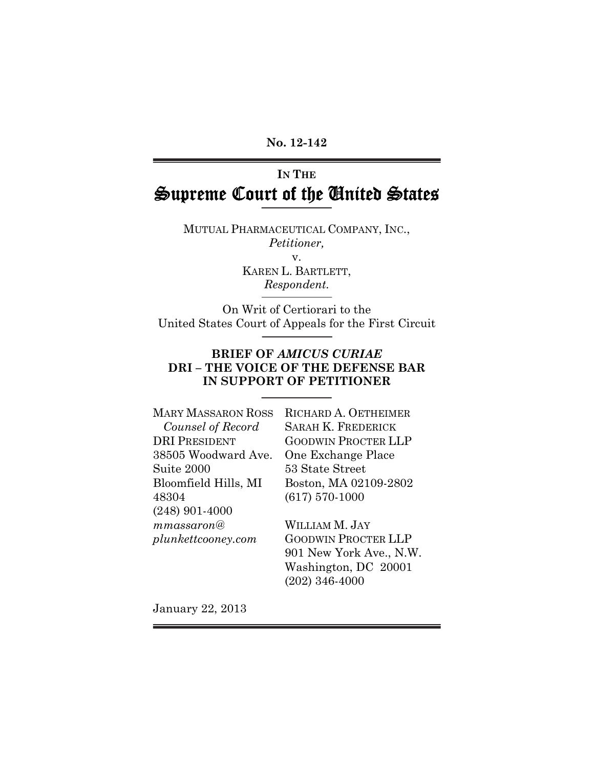**No. 12-142**

IN THE

# Supreme Court of the United States

MUTUAL PHARMACEUTICAL COMPANY, INC.,
*Petitioner,*
v.
KAREN L. BARTLETT,
*Respondent.*

On Writ of Certiorari to the
United States Court of Appeals for the First Circuit

**BRIEF OF *AMICUS CURIAE***
**DRI – THE VOICE OF THE DEFENSE BAR**
**IN SUPPORT OF PETITIONER**

MARY MASSARON ROSS
*Counsel of Record*
DRI PRESIDENT
38505 Woodward Ave.
Suite 2000
Bloomfield Hills, MI 48304
(248) 901-4000
*mmassaron@plunkettcooney.com*

RICHARD A. OETHEIMER
SARAH K. FREDERICK
GOODWIN PROCTER LLP
One Exchange Place
53 State Street
Boston, MA 02109-2802
(617) 570-1000

WILLIAM M. JAY
GOODWIN PROCTER LLP
901 New York Ave., N.W.
Washington, DC 20001
(202) 346-4000

January 22, 2013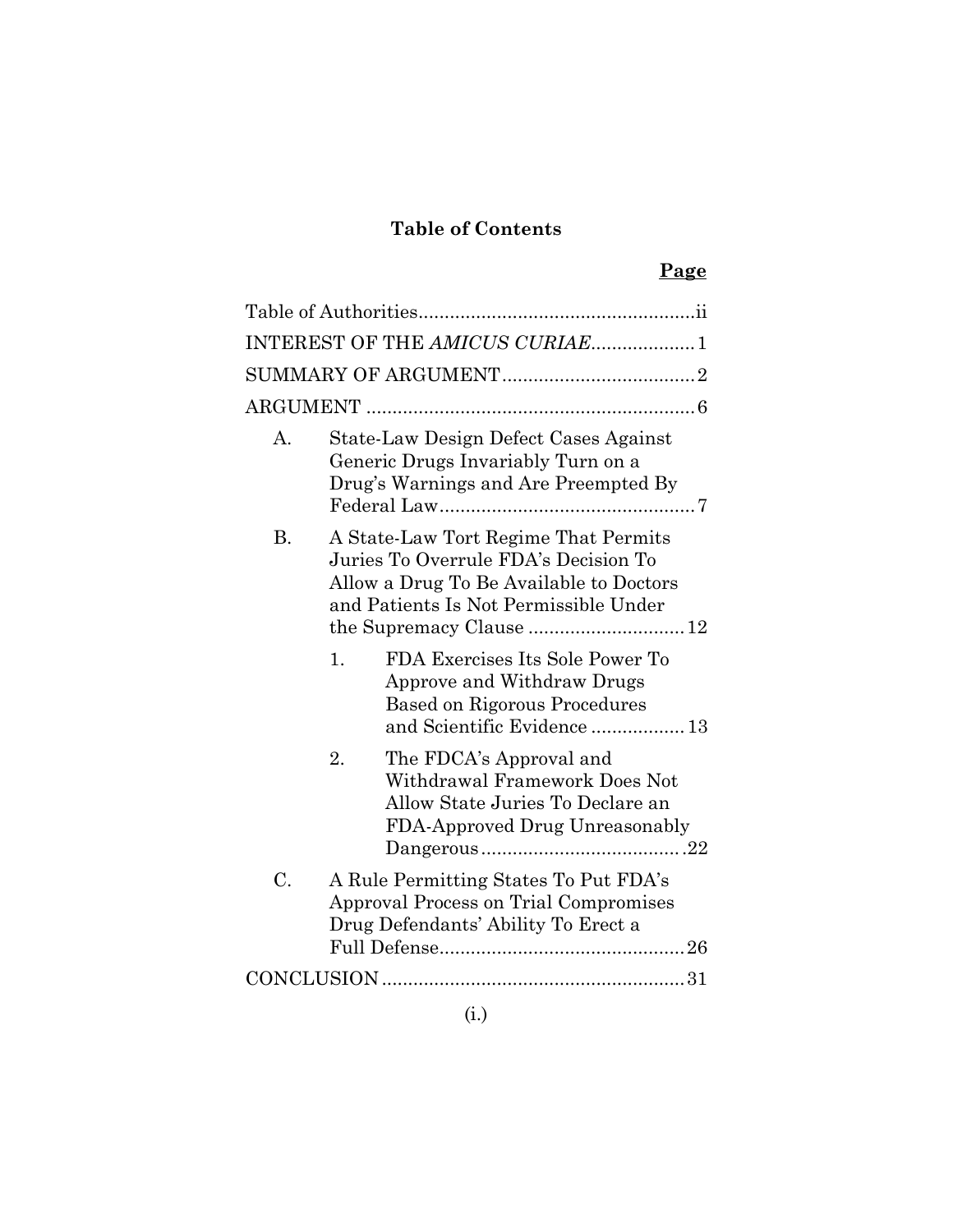# Table of Contents

**Page**

Table of Authorities.....................................................ii

INTEREST OF THE *AMICUS CURIAE*....................1

SUMMARY OF ARGUMENT.....................................2

ARGUMENT ...............................................................6

A. State-Law Design Defect Cases Against Generic Drugs Invariably Turn on a Drug's Warnings and Are Preempted By Federal Law.................................................7

B. A State-Law Tort Regime That Permits Juries To Overrule FDA's Decision To Allow a Drug To Be Available to Doctors and Patients Is Not Permissible Under the Supremacy Clause ..............................12

1. FDA Exercises Its Sole Power To Approve and Withdraw Drugs Based on Rigorous Procedures and Scientific Evidence ..................13

2. The FDCA's Approval and Withdrawal Framework Does Not Allow State Juries To Declare an FDA-Approved Drug Unreasonably Dangerous.......................................22

C. A Rule Permitting States To Put FDA's Approval Process on Trial Compromises Drug Defendants' Ability To Erect a Full Defense...............................................26

CONCLUSION ..........................................................31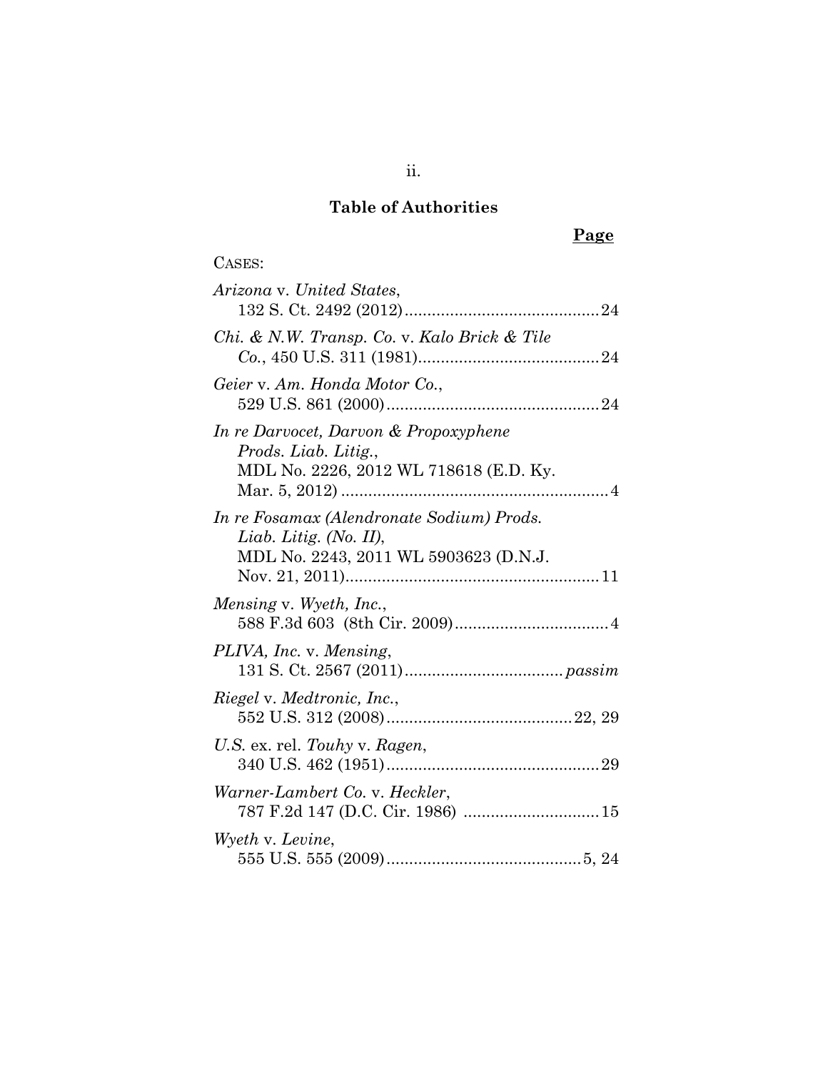## Table of Authorities

**Page**

CASES:

*Arizona* v. *United States*, 132 S. Ct. 2492 (2012) ........................................... 24

*Chi. & N.W. Transp. Co.* v. *Kalo Brick & Tile Co.*, 450 U.S. 311 (1981) ........................................ 24

*Geier* v. *Am. Honda Motor Co.*, 529 U.S. 861 (2000) ............................................... 24

*In re Darvocet, Darvon & Propoxyphene Prods. Liab. Litig.*, MDL No. 2226, 2012 WL 718618 (E.D. Ky. Mar. 5, 2012) ........................................................... 4

*In re Fosamax (Alendronate Sodium) Prods. Liab. Litig. (No. II)*, MDL No. 2243, 2011 WL 5903623 (D.N.J. Nov. 21, 2011) ........................................................ 11

*Mensing* v. *Wyeth, Inc.*, 588 F.3d 603 (8th Cir. 2009) .................................. 4

*PLIVA, Inc.* v. *Mensing*, 131 S. Ct. 2567 (2011) .................................. *passim*

*Riegel* v. *Medtronic, Inc.*, 552 U.S. 312 (2008) ......................................... 22, 29

*U.S.* ex. rel. *Touhy* v. *Ragen*, 340 U.S. 462 (1951) ............................................... 29

*Warner-Lambert Co.* v. *Heckler*, 787 F.2d 147 (D.C. Cir. 1986) .............................. 15

*Wyeth* v. *Levine*, 555 U.S. 555 (2009) ........................................... 5, 24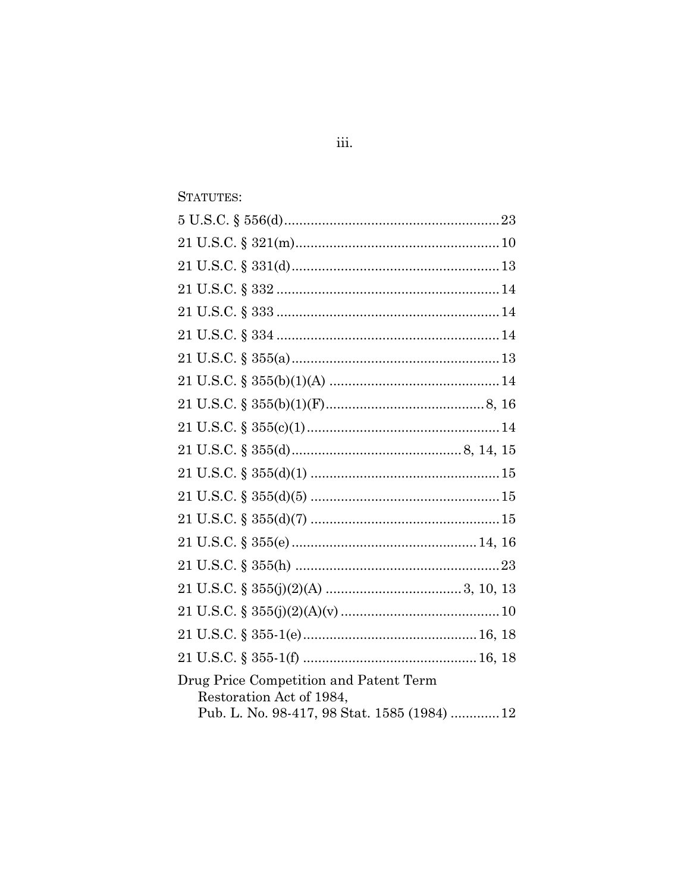STATUTES:

5 U.S.C. § 556(d)........................................................23

21 U.S.C. § 321(m)......................................................10

21 U.S.C. § 331(d).......................................................13

21 U.S.C. § 332...........................................................14

21 U.S.C. § 333...........................................................14

21 U.S.C. § 334...........................................................14

21 U.S.C. § 355(a).......................................................13

21 U.S.C. § 355(b)(1)(A).............................................14

21 U.S.C. § 355(b)(1)(F)..........................................8, 16

21 U.S.C. § 355(c)(1)...................................................14

21 U.S.C. § 355(d)..........................................8, 14, 15

21 U.S.C. § 355(d)(1)..................................................15

21 U.S.C. § 355(d)(5)..................................................15

21 U.S.C. § 355(d)(7)..................................................15

21 U.S.C. § 355(e)..................................................14, 16

21 U.S.C. § 355(h)......................................................23

21 U.S.C. § 355(j)(2)(A)..................................3, 10, 13

21 U.S.C. § 355(j)(2)(A)(v)..........................................10

21 U.S.C. § 355-1(e)..............................................16, 18

21 U.S.C. § 355-1(f)...............................................16, 18

Drug Price Competition and Patent Term
Restoration Act of 1984,
Pub. L. No. 98-417, 98 Stat. 1585 (1984).............12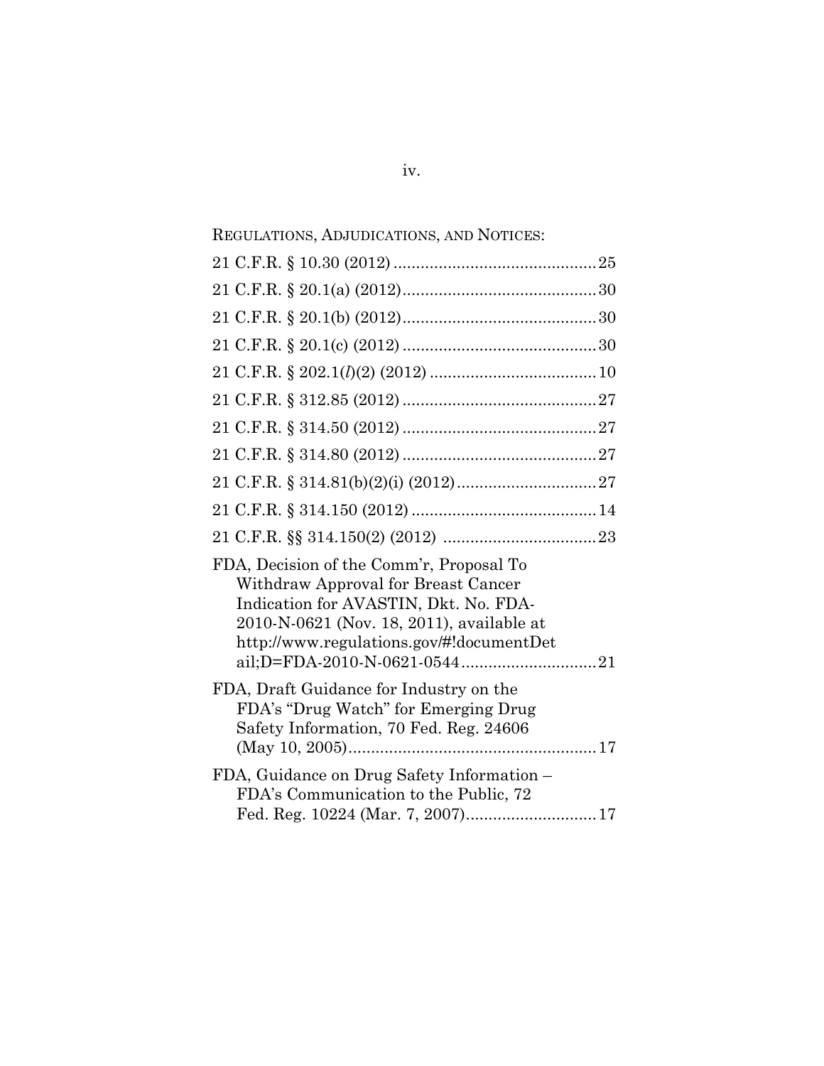REGULATIONS, ADJUDICATIONS, AND NOTICES:

21 C.F.R. § 10.30 (2012) ............................................ 25

21 C.F.R. § 20.1(a) (2012) .......................................... 30

21 C.F.R. § 20.1(b) (2012) .......................................... 30

21 C.F.R. § 20.1(c) (2012) .......................................... 30

21 C.F.R. § 202.1(*l*)(2) (2012) .................................... 10

21 C.F.R. § 312.85 (2012) .......................................... 27

21 C.F.R. § 314.50 (2012) .......................................... 27

21 C.F.R. § 314.80 (2012) .......................................... 27

21 C.F.R. § 314.81(b)(2)(i) (2012) .............................. 27

21 C.F.R. § 314.150 (2012) ........................................ 14

21 C.F.R. §§ 314.150(2) (2012) ................................. 23

FDA, Decision of the Comm'r, Proposal To Withdraw Approval for Breast Cancer Indication for AVASTIN, Dkt. No. FDA-2010-N-0621 (Nov. 18, 2011), available at http://www.regulations.gov/#!documentDetail;D=FDA-2010-N-0621-0544 ............................. 21

FDA, Draft Guidance for Industry on the FDA's "Drug Watch" for Emerging Drug Safety Information, 70 Fed. Reg. 24606 (May 10, 2005) ...................................................... 17

FDA, Guidance on Drug Safety Information – FDA's Communication to the Public, 72 Fed. Reg. 10224 (Mar. 7, 2007) ............................ 17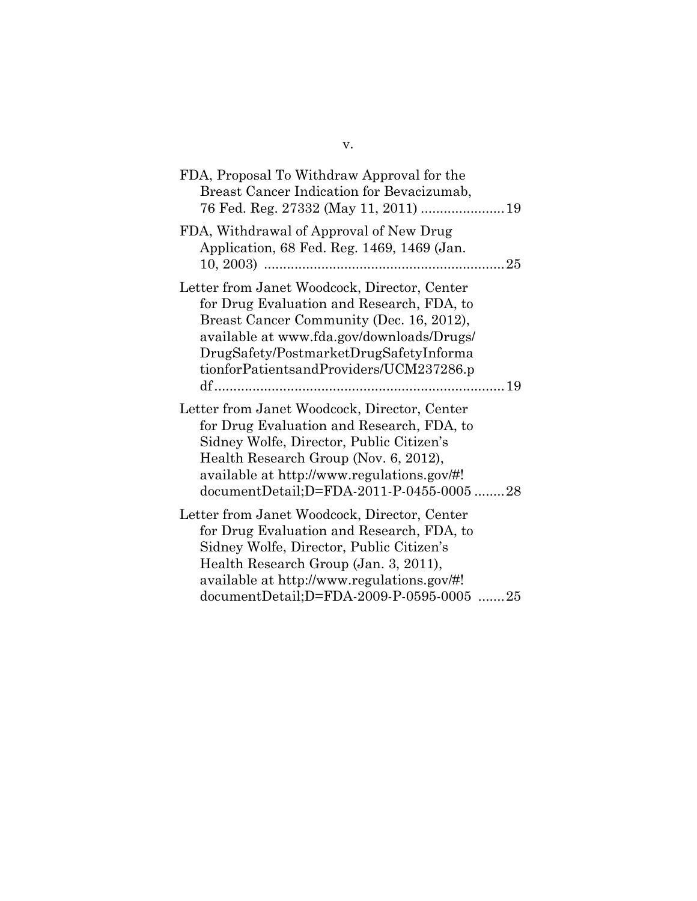FDA, Proposal To Withdraw Approval for the Breast Cancer Indication for Bevacizumab, 76 Fed. Reg. 27332 (May 11, 2011) ...................... 19

FDA, Withdrawal of Approval of New Drug Application, 68 Fed. Reg. 1469, 1469 (Jan. 10, 2003) ............................................................... 25

Letter from Janet Woodcock, Director, Center for Drug Evaluation and Research, FDA, to Breast Cancer Community (Dec. 16, 2012), available at www.fda.gov/downloads/Drugs/DrugSafety/PostmarketDrugSafetyInformationforPatientsandProviders/UCM237286.pdf ........................................................................... 19

Letter from Janet Woodcock, Director, Center for Drug Evaluation and Research, FDA, to Sidney Wolfe, Director, Public Citizen's Health Research Group (Nov. 6, 2012), available at http://www.regulations.gov/#!documentDetail;D=FDA-2011-P-0455-0005 ........ 28

Letter from Janet Woodcock, Director, Center for Drug Evaluation and Research, FDA, to Sidney Wolfe, Director, Public Citizen's Health Research Group (Jan. 3, 2011), available at http://www.regulations.gov/#!documentDetail;D=FDA-2009-P-0595-0005 ....... 25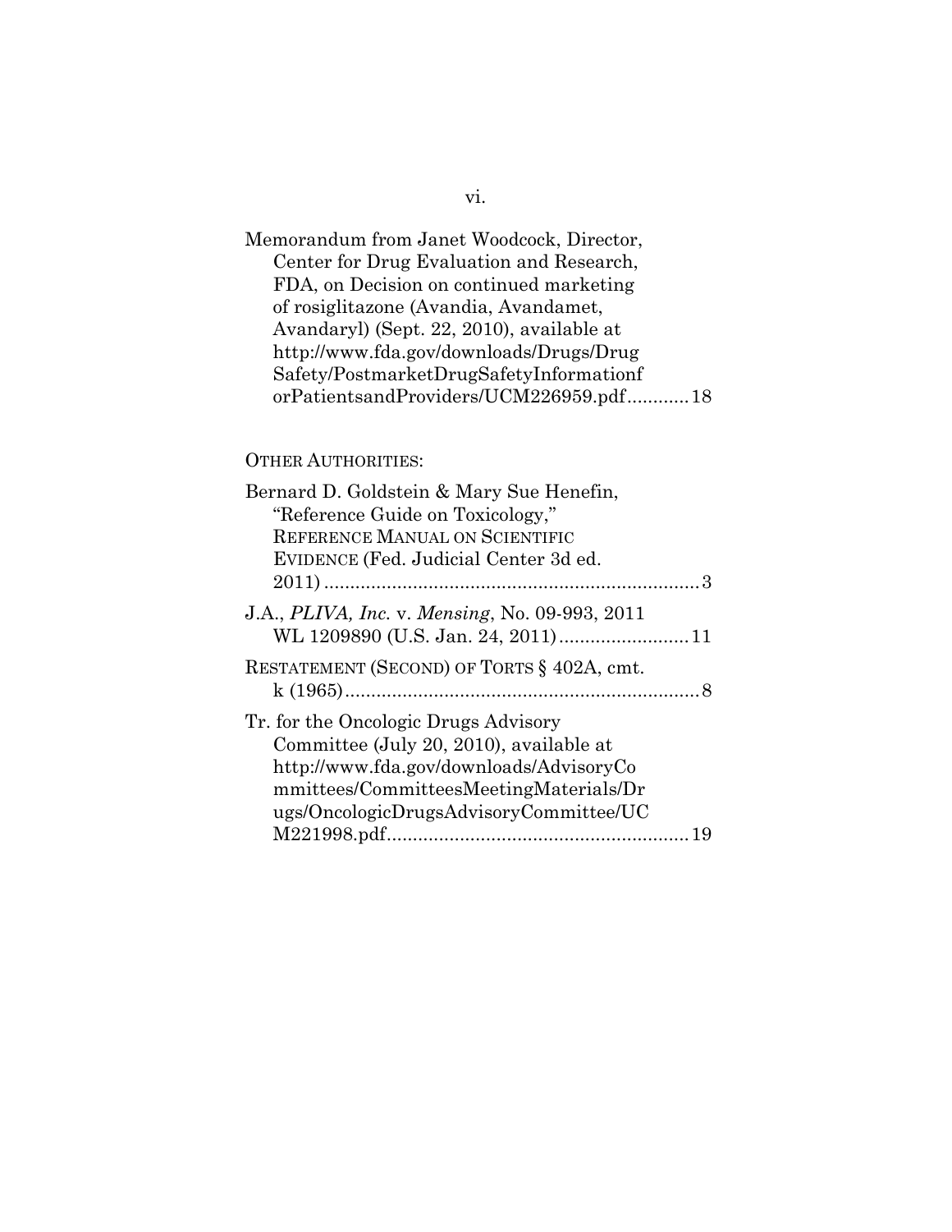Memorandum from Janet Woodcock, Director, Center for Drug Evaluation and Research, FDA, on Decision on continued marketing of rosiglitazone (Avandia, Avandamet, Avandaryl) (Sept. 22, 2010), available at http://www.fda.gov/downloads/Drugs/DrugSafety/PostmarketDrugSafetyInformationforPatientsandProviders/UCM226959.pdf............18

OTHER AUTHORITIES:

Bernard D. Goldstein & Mary Sue Henefin, "Reference Guide on Toxicology," REFERENCE MANUAL ON SCIENTIFIC EVIDENCE (Fed. Judicial Center 3d ed. 2011)........................................................................3

J.A., *PLIVA, Inc.* v. *Mensing*, No. 09-993, 2011 WL 1209890 (U.S. Jan. 24, 2011)........................11

RESTATEMENT (SECOND) OF TORTS § 402A, cmt. k (1965)....................................................................8

Tr. for the Oncologic Drugs Advisory Committee (July 20, 2010), available at http://www.fda.gov/downloads/AdvisoryCommittees/CommitteesMeetingMaterials/Drugs/OncologicDrugsAdvisoryCommittee/UCM221998.pdf.........................................................19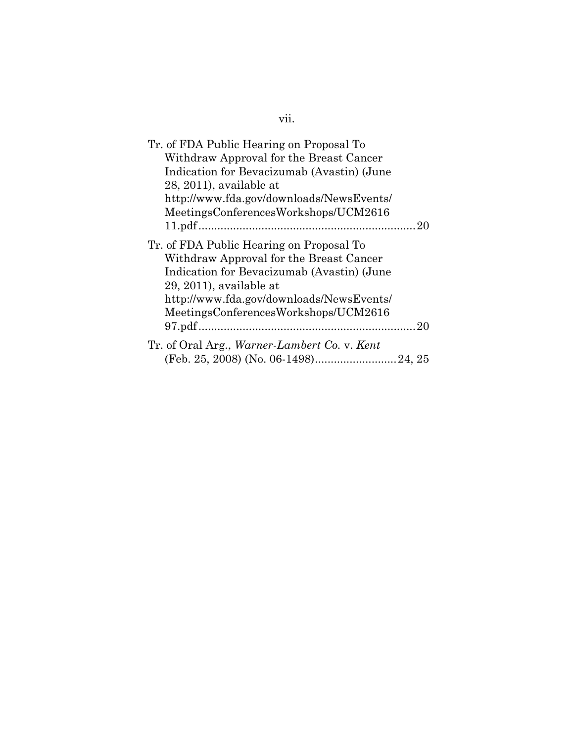Tr. of FDA Public Hearing on Proposal To Withdraw Approval for the Breast Cancer Indication for Bevacizumab (Avastin) (June 28, 2011), available at http://www.fda.gov/downloads/NewsEvents/MeetingsConferencesWorkshops/UCM261611.pdf ........................................................................20

Tr. of FDA Public Hearing on Proposal To Withdraw Approval for the Breast Cancer Indication for Bevacizumab (Avastin) (June 29, 2011), available at http://www.fda.gov/downloads/NewsEvents/MeetingsConferencesWorkshops/UCM261697.pdf ........................................................................20

Tr. of Oral Arg., *Warner-Lambert Co.* v. *Kent* (Feb. 25, 2008) (No. 06-1498)..........................24, 25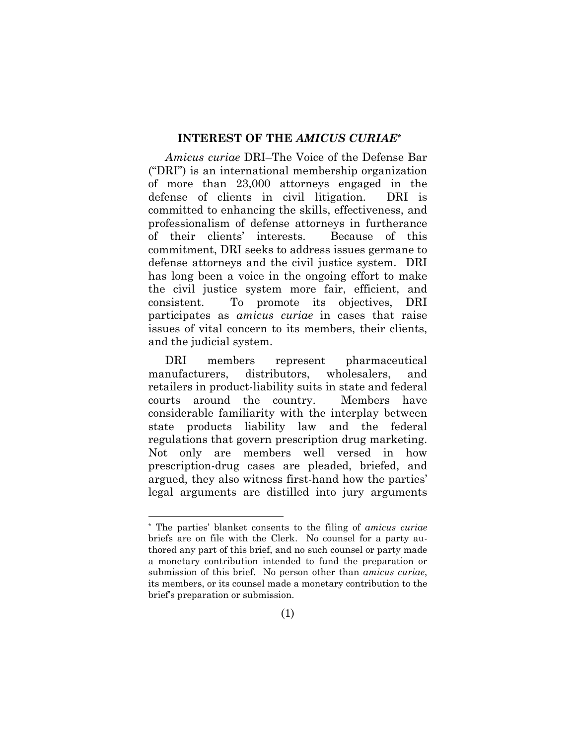## INTEREST OF THE *AMICUS CURIAE*[*]

*Amicus curiae* DRI–The Voice of the Defense Bar ("DRI") is an international membership organization of more than 23,000 attorneys engaged in the defense of clients in civil litigation. DRI is committed to enhancing the skills, effectiveness, and professionalism of defense attorneys in furtherance of their clients' interests. Because of this commitment, DRI seeks to address issues germane to defense attorneys and the civil justice system. DRI has long been a voice in the ongoing effort to make the civil justice system more fair, efficient, and consistent. To promote its objectives, DRI participates as *amicus curiae* in cases that raise issues of vital concern to its members, their clients, and the judicial system.

DRI members represent pharmaceutical manufacturers, distributors, wholesalers, and retailers in product-liability suits in state and federal courts around the country. Members have considerable familiarity with the interplay between state products liability law and the federal regulations that govern prescription drug marketing. Not only are members well versed in how prescription-drug cases are pleaded, briefed, and argued, they also witness first-hand how the parties' legal arguments are distilled into jury arguments

---

[*] The parties' blanket consents to the filing of *amicus curiae* briefs are on file with the Clerk. No counsel for a party authored any part of this brief, and no such counsel or party made a monetary contribution intended to fund the preparation or submission of this brief. No person other than *amicus curiae*, its members, or its counsel made a monetary contribution to the brief's preparation or submission.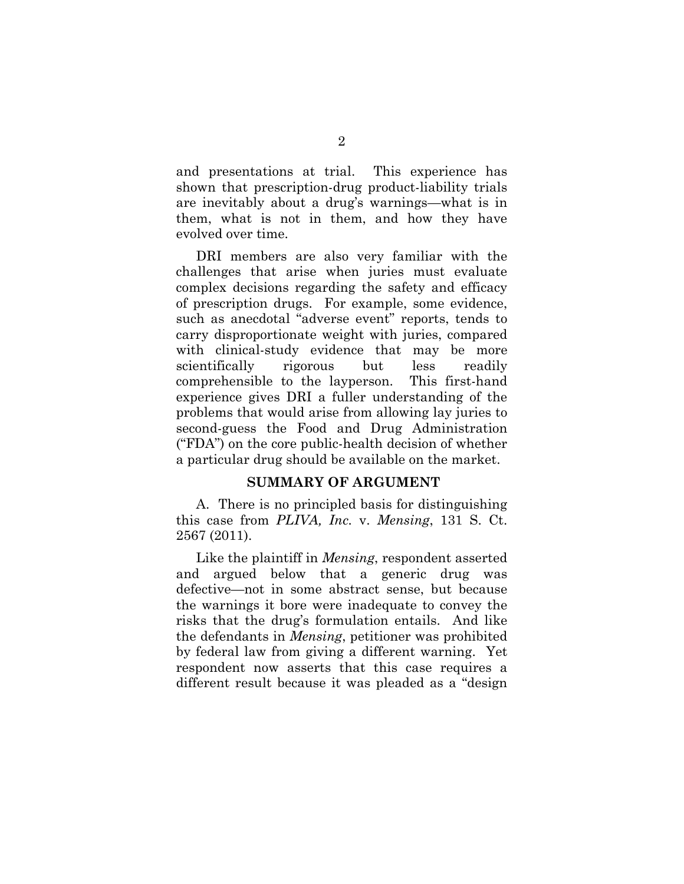and presentations at trial. This experience has shown that prescription-drug product-liability trials are inevitably about a drug's warnings—what is in them, what is not in them, and how they have evolved over time.

DRI members are also very familiar with the challenges that arise when juries must evaluate complex decisions regarding the safety and efficacy of prescription drugs. For example, some evidence, such as anecdotal "adverse event" reports, tends to carry disproportionate weight with juries, compared with clinical-study evidence that may be more scientifically rigorous but less readily comprehensible to the layperson. This first-hand experience gives DRI a fuller understanding of the problems that would arise from allowing lay juries to second-guess the Food and Drug Administration ("FDA") on the core public-health decision of whether a particular drug should be available on the market.

## SUMMARY OF ARGUMENT

A. There is no principled basis for distinguishing this case from *PLIVA, Inc.* v. *Mensing*, 131 S. Ct. 2567 (2011).

Like the plaintiff in *Mensing*, respondent asserted and argued below that a generic drug was defective—not in some abstract sense, but because the warnings it bore were inadequate to convey the risks that the drug's formulation entails. And like the defendants in *Mensing*, petitioner was prohibited by federal law from giving a different warning. Yet respondent now asserts that this case requires a different result because it was pleaded as a "design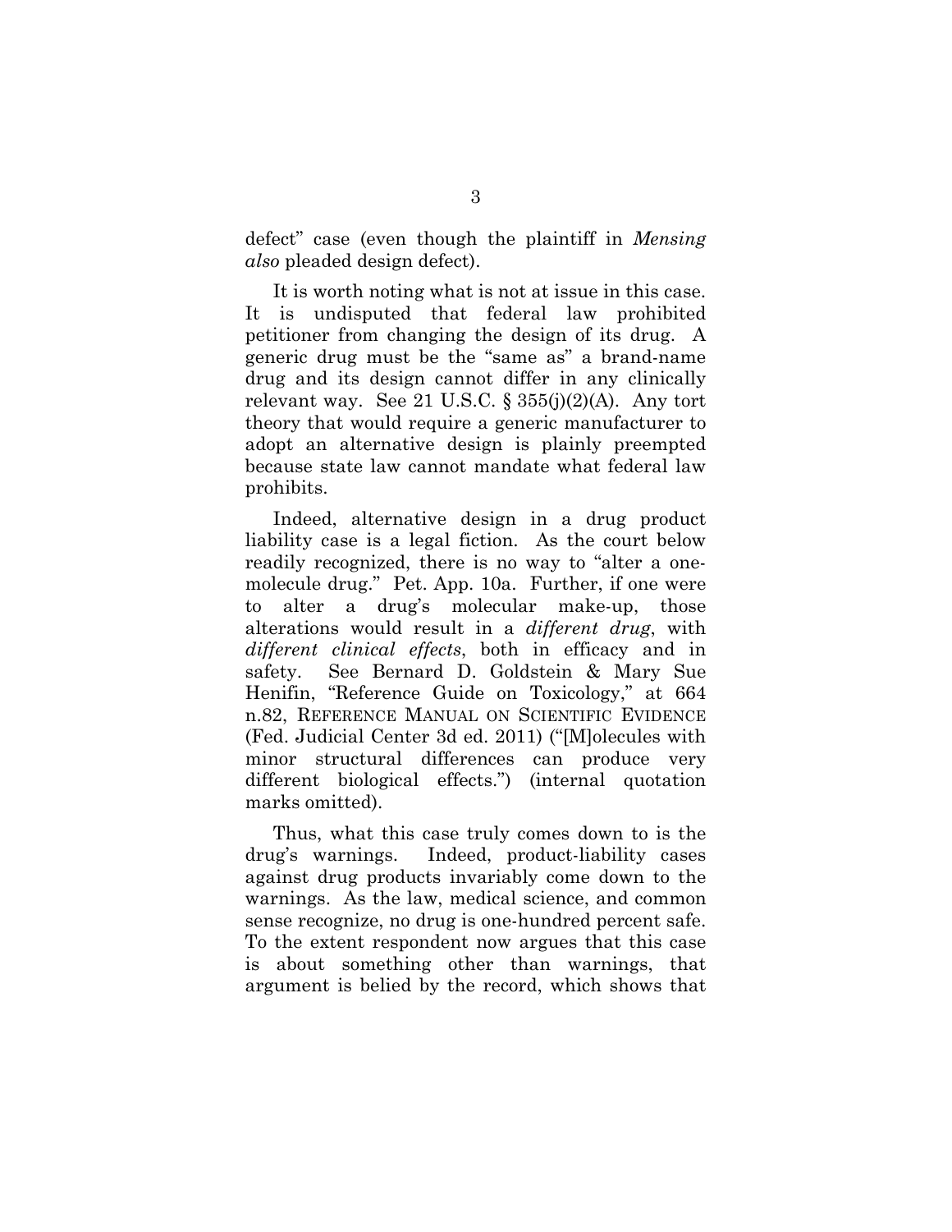defect" case (even though the plaintiff in *Mensing* *also* pleaded design defect).

It is worth noting what is not at issue in this case. It is undisputed that federal law prohibited petitioner from changing the design of its drug. A generic drug must be the "same as" a brand-name drug and its design cannot differ in any clinically relevant way. See 21 U.S.C. § 355(j)(2)(A). Any tort theory that would require a generic manufacturer to adopt an alternative design is plainly preempted because state law cannot mandate what federal law prohibits.

Indeed, alternative design in a drug product liability case is a legal fiction. As the court below readily recognized, there is no way to "alter a one-molecule drug." Pet. App. 10a. Further, if one were to alter a drug's molecular make-up, those alterations would result in a *different drug*, with *different clinical effects*, both in efficacy and in safety. See Bernard D. Goldstein & Mary Sue Henifin, "Reference Guide on Toxicology," at 664 n.82, REFERENCE MANUAL ON SCIENTIFIC EVIDENCE (Fed. Judicial Center 3d ed. 2011) ("[M]olecules with minor structural differences can produce very different biological effects.") (internal quotation marks omitted).

Thus, what this case truly comes down to is the drug's warnings. Indeed, product-liability cases against drug products invariably come down to the warnings. As the law, medical science, and common sense recognize, no drug is one-hundred percent safe. To the extent respondent now argues that this case is about something other than warnings, that argument is belied by the record, which shows that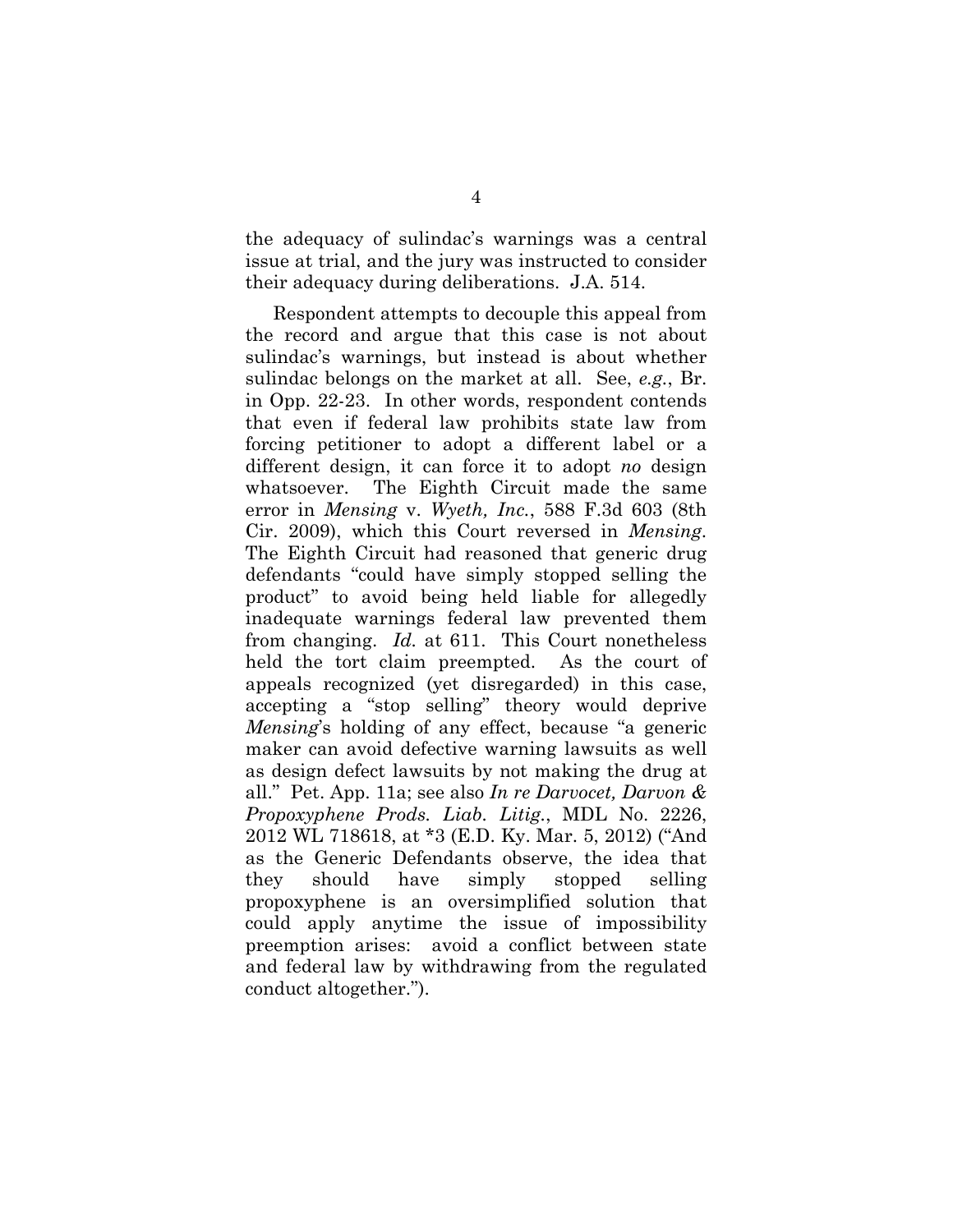the adequacy of sulindac's warnings was a central issue at trial, and the jury was instructed to consider their adequacy during deliberations. J.A. 514.

Respondent attempts to decouple this appeal from the record and argue that this case is not about sulindac's warnings, but instead is about whether sulindac belongs on the market at all. See, *e.g.*, Br. in Opp. 22-23. In other words, respondent contends that even if federal law prohibits state law from forcing petitioner to adopt a different label or a different design, it can force it to adopt *no* design whatsoever. The Eighth Circuit made the same error in *Mensing* v. *Wyeth, Inc.*, 588 F.3d 603 (8th Cir. 2009), which this Court reversed in *Mensing*. The Eighth Circuit had reasoned that generic drug defendants "could have simply stopped selling the product" to avoid being held liable for allegedly inadequate warnings federal law prevented them from changing. *Id.* at 611. This Court nonetheless held the tort claim preempted. As the court of appeals recognized (yet disregarded) in this case, accepting a "stop selling" theory would deprive *Mensing*'s holding of any effect, because "a generic maker can avoid defective warning lawsuits as well as design defect lawsuits by not making the drug at all." Pet. App. 11a; see also *In re Darvocet, Darvon & Propoxyphene Prods. Liab. Litig.*, MDL No. 2226, 2012 WL 718618, at *3 (E.D. Ky. Mar. 5, 2012) ("And as the Generic Defendants observe, the idea that they should have simply stopped selling propoxyphene is an oversimplified solution that could apply anytime the issue of impossibility preemption arises: avoid a conflict between state and federal law by withdrawing from the regulated conduct altogether.").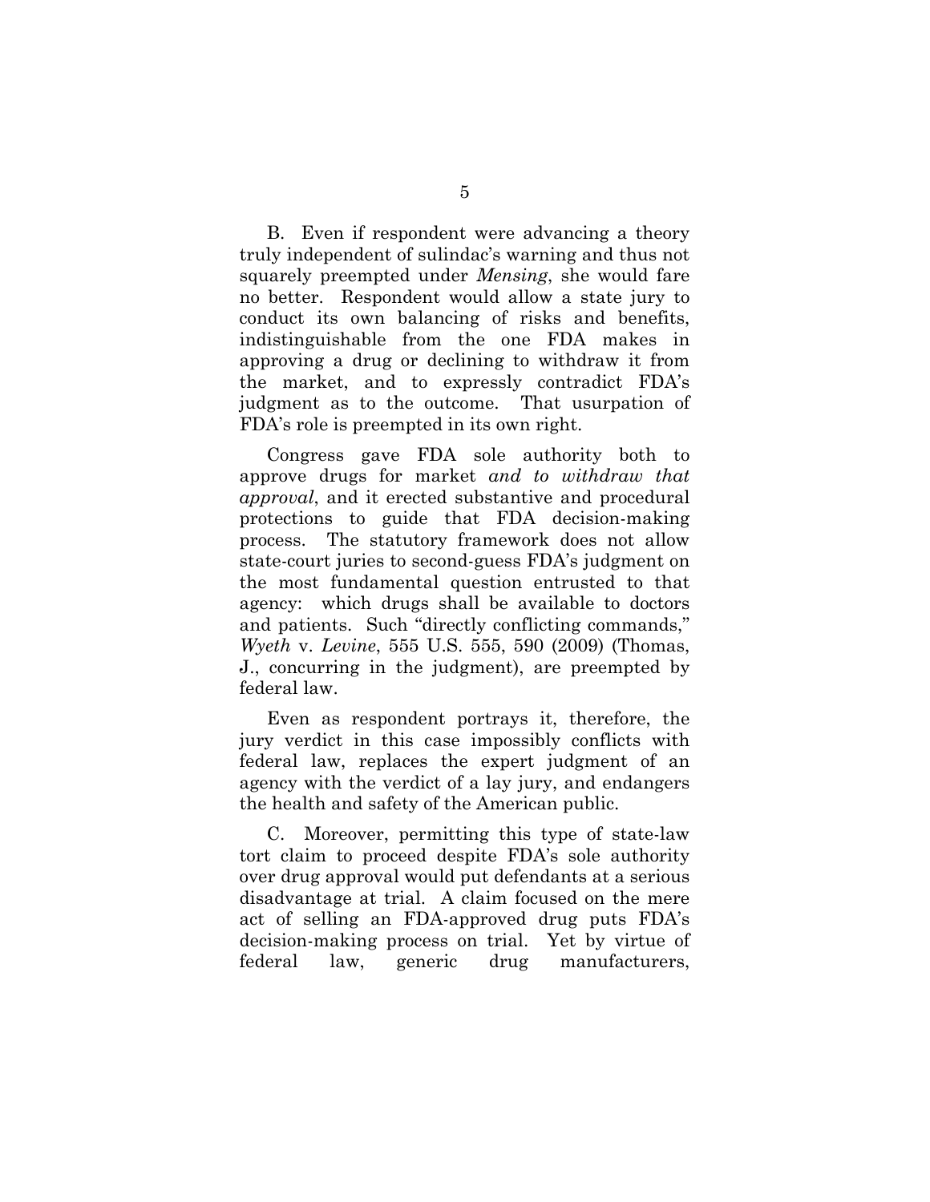B. Even if respondent were advancing a theory truly independent of sulindac's warning and thus not squarely preempted under *Mensing*, she would fare no better. Respondent would allow a state jury to conduct its own balancing of risks and benefits, indistinguishable from the one FDA makes in approving a drug or declining to withdraw it from the market, and to expressly contradict FDA's judgment as to the outcome. That usurpation of FDA's role is preempted in its own right.

Congress gave FDA sole authority both to approve drugs for market *and to withdraw that approval*, and it erected substantive and procedural protections to guide that FDA decision-making process. The statutory framework does not allow state-court juries to second-guess FDA's judgment on the most fundamental question entrusted to that agency: which drugs shall be available to doctors and patients. Such "directly conflicting commands," *Wyeth* v. *Levine*, 555 U.S. 555, 590 (2009) (Thomas, J., concurring in the judgment), are preempted by federal law.

Even as respondent portrays it, therefore, the jury verdict in this case impossibly conflicts with federal law, replaces the expert judgment of an agency with the verdict of a lay jury, and endangers the health and safety of the American public.

C. Moreover, permitting this type of state-law tort claim to proceed despite FDA's sole authority over drug approval would put defendants at a serious disadvantage at trial. A claim focused on the mere act of selling an FDA-approved drug puts FDA's decision-making process on trial. Yet by virtue of federal law, generic drug manufacturers,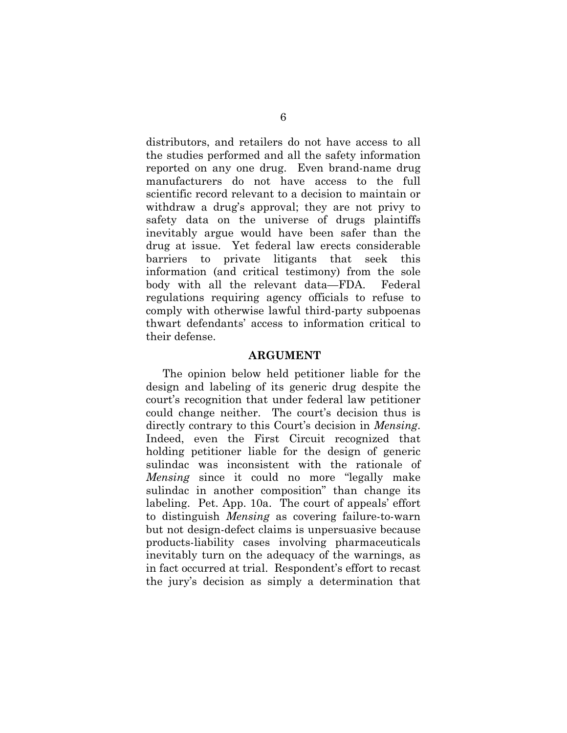distributors, and retailers do not have access to all the studies performed and all the safety information reported on any one drug. Even brand-name drug manufacturers do not have access to the full scientific record relevant to a decision to maintain or withdraw a drug's approval; they are not privy to safety data on the universe of drugs plaintiffs inevitably argue would have been safer than the drug at issue. Yet federal law erects considerable barriers to private litigants that seek this information (and critical testimony) from the sole body with all the relevant data—FDA. Federal regulations requiring agency officials to refuse to comply with otherwise lawful third-party subpoenas thwart defendants' access to information critical to their defense.

## ARGUMENT

The opinion below held petitioner liable for the design and labeling of its generic drug despite the court's recognition that under federal law petitioner could change neither. The court's decision thus is directly contrary to this Court's decision in *Mensing*. Indeed, even the First Circuit recognized that holding petitioner liable for the design of generic sulindac was inconsistent with the rationale of *Mensing* since it could no more "legally make sulindac in another composition" than change its labeling. Pet. App. 10a. The court of appeals' effort to distinguish *Mensing* as covering failure-to-warn but not design-defect claims is unpersuasive because products-liability cases involving pharmaceuticals inevitably turn on the adequacy of the warnings, as in fact occurred at trial. Respondent's effort to recast the jury's decision as simply a determination that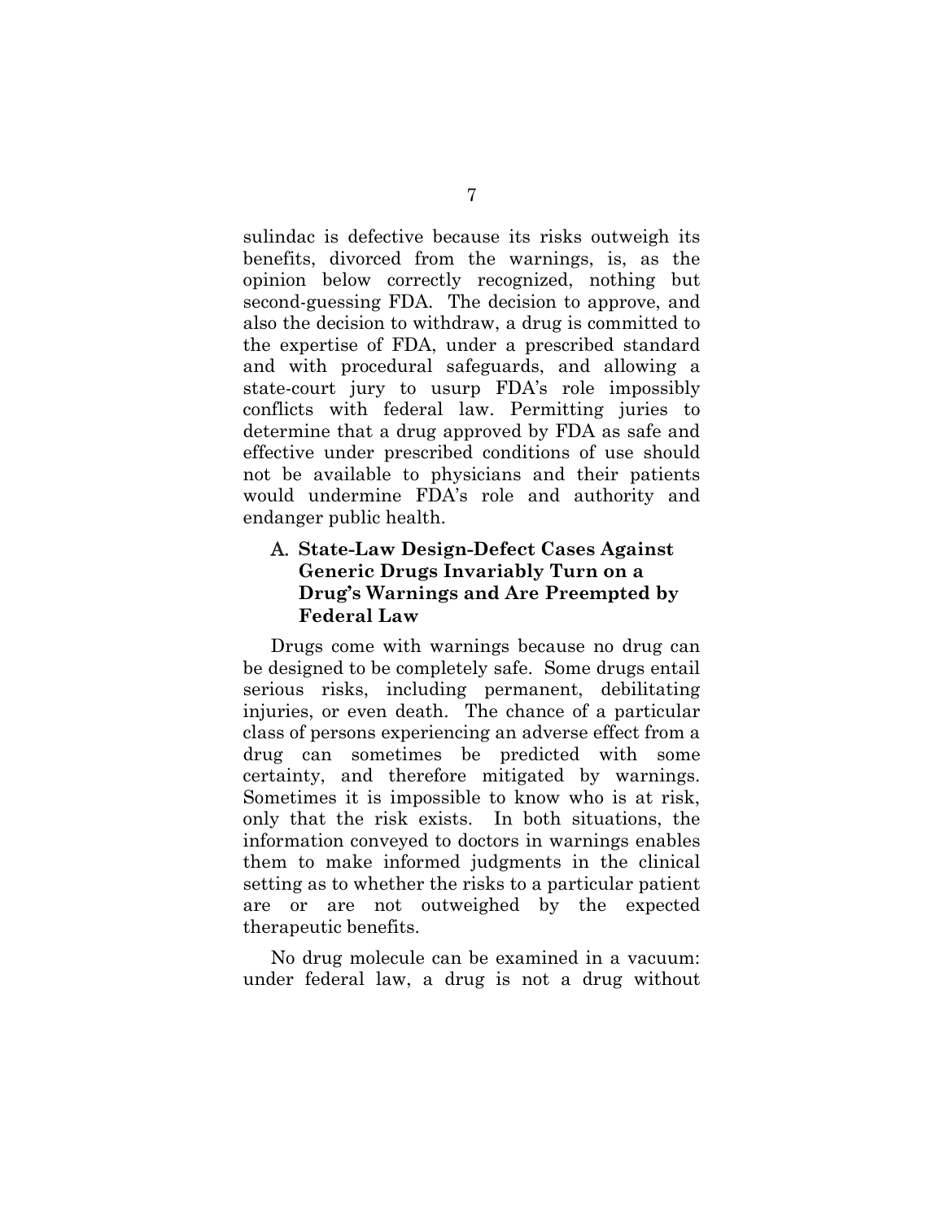sulindac is defective because its risks outweigh its benefits, divorced from the warnings, is, as the opinion below correctly recognized, nothing but second-guessing FDA. The decision to approve, and also the decision to withdraw, a drug is committed to the expertise of FDA, under a prescribed standard and with procedural safeguards, and allowing a state-court jury to usurp FDA's role impossibly conflicts with federal law. Permitting juries to determine that a drug approved by FDA as safe and effective under prescribed conditions of use should not be available to physicians and their patients would undermine FDA's role and authority and endanger public health.

### A. State-Law Design-Defect Cases Against Generic Drugs Invariably Turn on a Drug's Warnings and Are Preempted by Federal Law

Drugs come with warnings because no drug can be designed to be completely safe. Some drugs entail serious risks, including permanent, debilitating injuries, or even death. The chance of a particular class of persons experiencing an adverse effect from a drug can sometimes be predicted with some certainty, and therefore mitigated by warnings. Sometimes it is impossible to know who is at risk, only that the risk exists. In both situations, the information conveyed to doctors in warnings enables them to make informed judgments in the clinical setting as to whether the risks to a particular patient are or are not outweighed by the expected therapeutic benefits.

No drug molecule can be examined in a vacuum: under federal law, a drug is not a drug without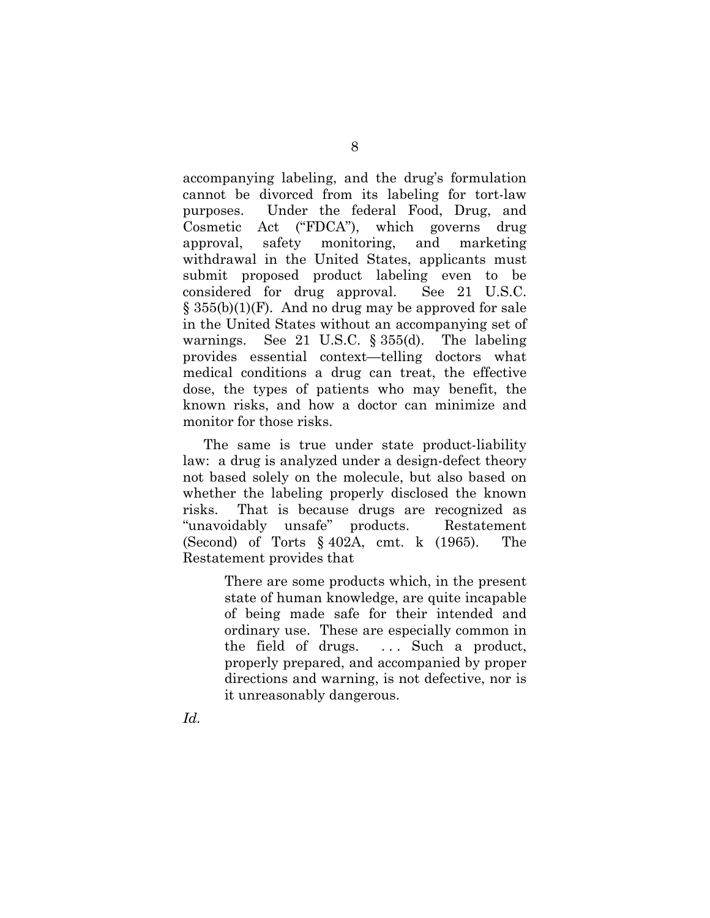accompanying labeling, and the drug's formulation cannot be divorced from its labeling for tort-law purposes. Under the federal Food, Drug, and Cosmetic Act ("FDCA"), which governs drug approval, safety monitoring, and marketing withdrawal in the United States, applicants must submit proposed product labeling even to be considered for drug approval. See 21 U.S.C. § 355(b)(1)(F). And no drug may be approved for sale in the United States without an accompanying set of warnings. See 21 U.S.C. § 355(d). The labeling provides essential context—telling doctors what medical conditions a drug can treat, the effective dose, the types of patients who may benefit, the known risks, and how a doctor can minimize and monitor for those risks.

The same is true under state product-liability law: a drug is analyzed under a design-defect theory not based solely on the molecule, but also based on whether the labeling properly disclosed the known risks. That is because drugs are recognized as "unavoidably unsafe" products. Restatement (Second) of Torts § 402A, cmt. k (1965). The Restatement provides that

> There are some products which, in the present state of human knowledge, are quite incapable of being made safe for their intended and ordinary use. These are especially common in the field of drugs. . . . Such a product, properly prepared, and accompanied by proper directions and warning, is not defective, nor is it unreasonably dangerous.

*Id.*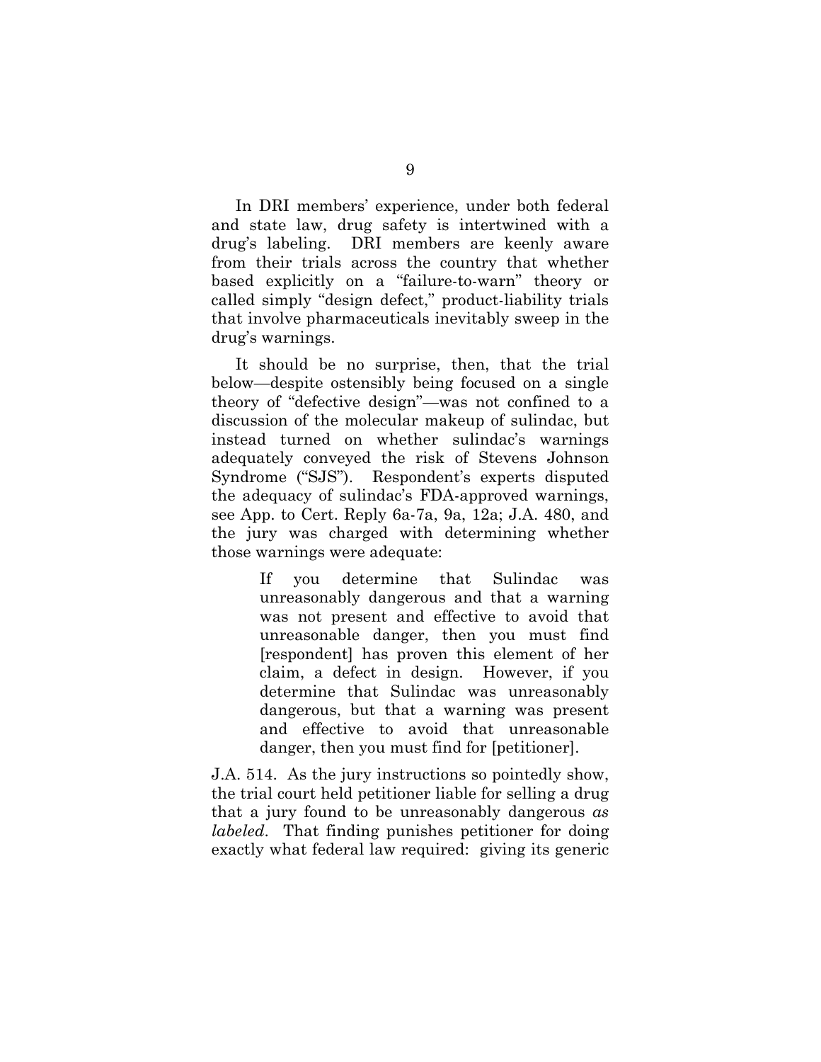In DRI members' experience, under both federal and state law, drug safety is intertwined with a drug's labeling. DRI members are keenly aware from their trials across the country that whether based explicitly on a "failure-to-warn" theory or called simply "design defect," product-liability trials that involve pharmaceuticals inevitably sweep in the drug's warnings.

It should be no surprise, then, that the trial below—despite ostensibly being focused on a single theory of "defective design"—was not confined to a discussion of the molecular makeup of sulindac, but instead turned on whether sulindac's warnings adequately conveyed the risk of Stevens Johnson Syndrome ("SJS"). Respondent's experts disputed the adequacy of sulindac's FDA-approved warnings, see App. to Cert. Reply 6a-7a, 9a, 12a; J.A. 480, and the jury was charged with determining whether those warnings were adequate:

> If you determine that Sulindac was unreasonably dangerous and that a warning was not present and effective to avoid that unreasonable danger, then you must find [respondent] has proven this element of her claim, a defect in design. However, if you determine that Sulindac was unreasonably dangerous, but that a warning was present and effective to avoid that unreasonable danger, then you must find for [petitioner].

J.A. 514. As the jury instructions so pointedly show, the trial court held petitioner liable for selling a drug that a jury found to be unreasonably dangerous *as labeled*. That finding punishes petitioner for doing exactly what federal law required: giving its generic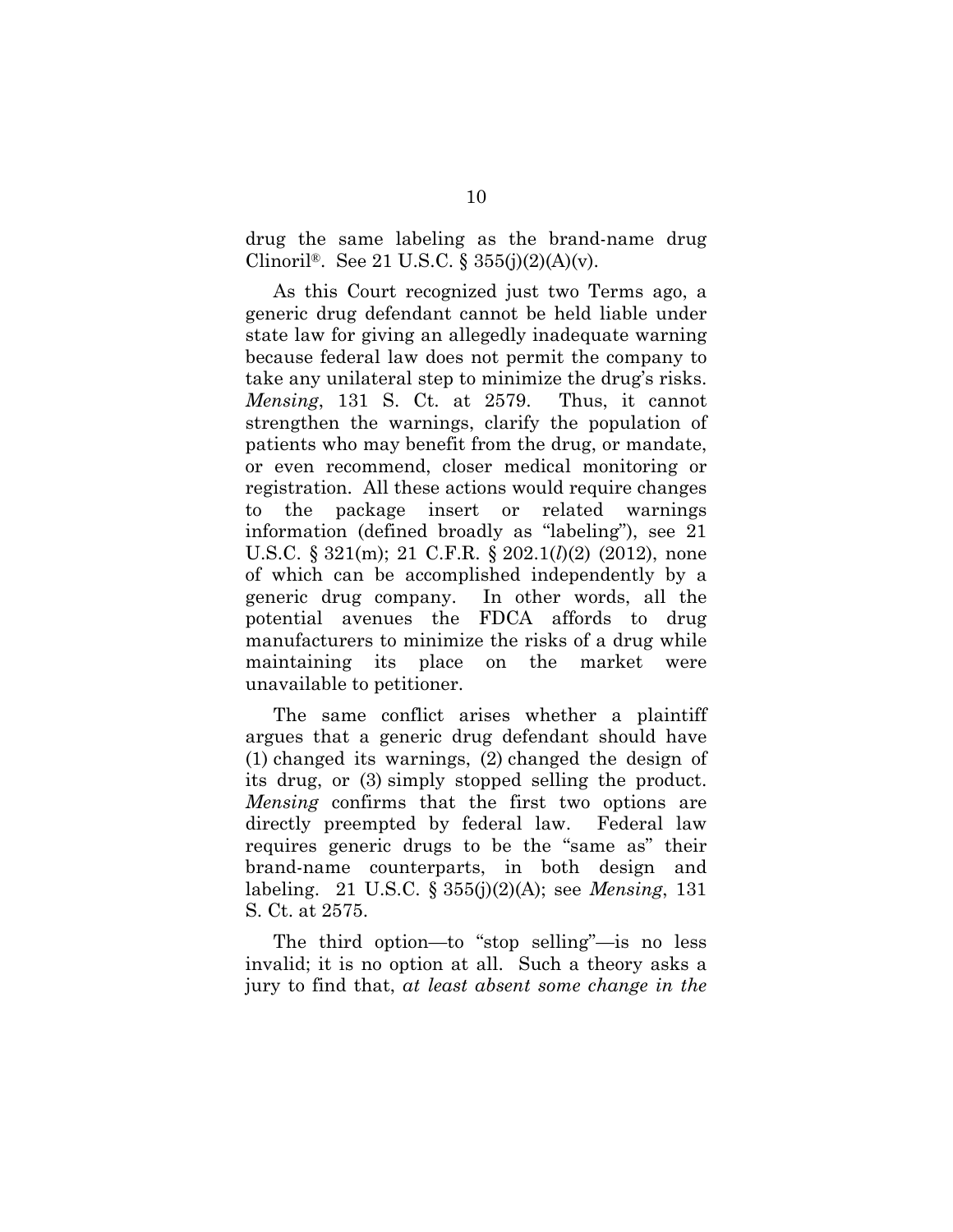drug the same labeling as the brand-name drug Clinoril®. See 21 U.S.C. § 355(j)(2)(A)(v).

As this Court recognized just two Terms ago, a generic drug defendant cannot be held liable under state law for giving an allegedly inadequate warning because federal law does not permit the company to take any unilateral step to minimize the drug's risks. *Mensing*, 131 S. Ct. at 2579. Thus, it cannot strengthen the warnings, clarify the population of patients who may benefit from the drug, or mandate, or even recommend, closer medical monitoring or registration. All these actions would require changes to the package insert or related warnings information (defined broadly as "labeling"), see 21 U.S.C. § 321(m); 21 C.F.R. § 202.1(*l*)(2) (2012), none of which can be accomplished independently by a generic drug company. In other words, all the potential avenues the FDCA affords to drug manufacturers to minimize the risks of a drug while maintaining its place on the market were unavailable to petitioner.

The same conflict arises whether a plaintiff argues that a generic drug defendant should have (1) changed its warnings, (2) changed the design of its drug, or (3) simply stopped selling the product. *Mensing* confirms that the first two options are directly preempted by federal law. Federal law requires generic drugs to be the "same as" their brand-name counterparts, in both design and labeling. 21 U.S.C. § 355(j)(2)(A); see *Mensing*, 131 S. Ct. at 2575.

The third option—to "stop selling"—is no less invalid; it is no option at all. Such a theory asks a jury to find that, *at least absent some change in the*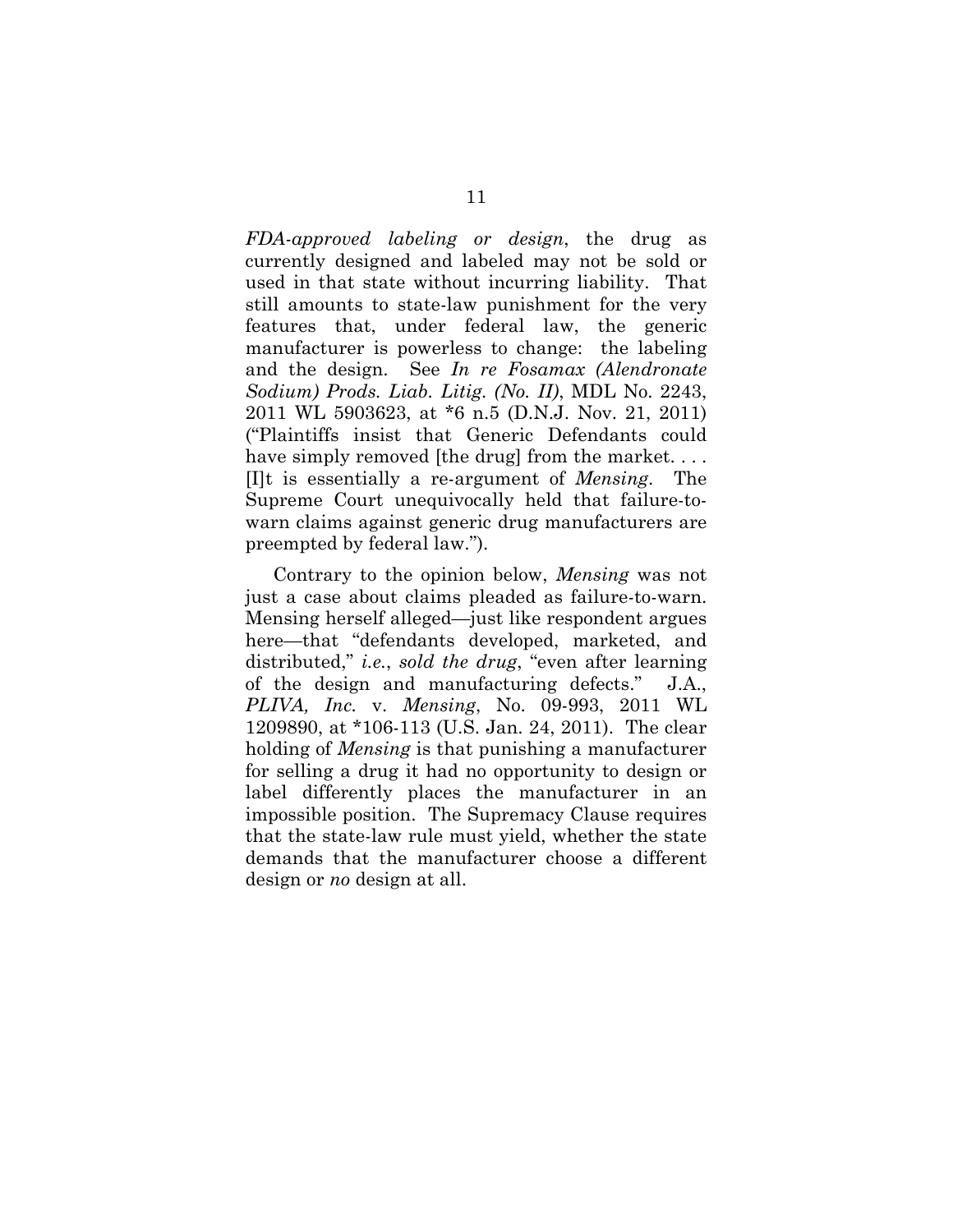*FDA-approved labeling or design*, the drug as currently designed and labeled may not be sold or used in that state without incurring liability. That still amounts to state-law punishment for the very features that, under federal law, the generic manufacturer is powerless to change: the labeling and the design. See *In re Fosamax (Alendronate Sodium) Prods. Liab. Litig. (No. II)*, MDL No. 2243, 2011 WL 5903623, at *6 n.5 (D.N.J. Nov. 21, 2011) ("Plaintiffs insist that Generic Defendants could have simply removed [the drug] from the market. . . . [I]t is essentially a re-argument of *Mensing*. The Supreme Court unequivocally held that failure-to-warn claims against generic drug manufacturers are preempted by federal law.").

Contrary to the opinion below, *Mensing* was not just a case about claims pleaded as failure-to-warn. Mensing herself alleged—just like respondent argues here—that "defendants developed, marketed, and distributed," *i.e.*, *sold the drug*, "even after learning of the design and manufacturing defects." J.A., *PLIVA, Inc.* v. *Mensing*, No. 09-993, 2011 WL 1209890, at *106-113 (U.S. Jan. 24, 2011). The clear holding of *Mensing* is that punishing a manufacturer for selling a drug it had no opportunity to design or label differently places the manufacturer in an impossible position. The Supremacy Clause requires that the state-law rule must yield, whether the state demands that the manufacturer choose a different design or *no* design at all.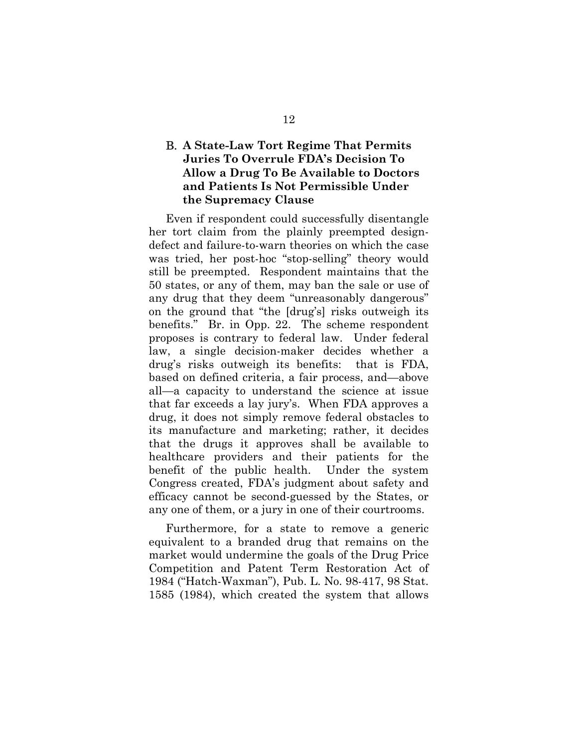### B. A State-Law Tort Regime That Permits Juries To Overrule FDA's Decision To Allow a Drug To Be Available to Doctors and Patients Is Not Permissible Under the Supremacy Clause

Even if respondent could successfully disentangle her tort claim from the plainly preempted design-defect and failure-to-warn theories on which the case was tried, her post-hoc "stop-selling" theory would still be preempted. Respondent maintains that the 50 states, or any of them, may ban the sale or use of any drug that they deem "unreasonably dangerous" on the ground that "the [drug's] risks outweigh its benefits." Br. in Opp. 22. The scheme respondent proposes is contrary to federal law. Under federal law, a single decision-maker decides whether a drug's risks outweigh its benefits: that is FDA, based on defined criteria, a fair process, and—above all—a capacity to understand the science at issue that far exceeds a lay jury's. When FDA approves a drug, it does not simply remove federal obstacles to its manufacture and marketing; rather, it decides that the drugs it approves shall be available to healthcare providers and their patients for the benefit of the public health. Under the system Congress created, FDA's judgment about safety and efficacy cannot be second-guessed by the States, or any one of them, or a jury in one of their courtrooms.

Furthermore, for a state to remove a generic equivalent to a branded drug that remains on the market would undermine the goals of the Drug Price Competition and Patent Term Restoration Act of 1984 ("Hatch-Waxman"), Pub. L. No. 98-417, 98 Stat. 1585 (1984), which created the system that allows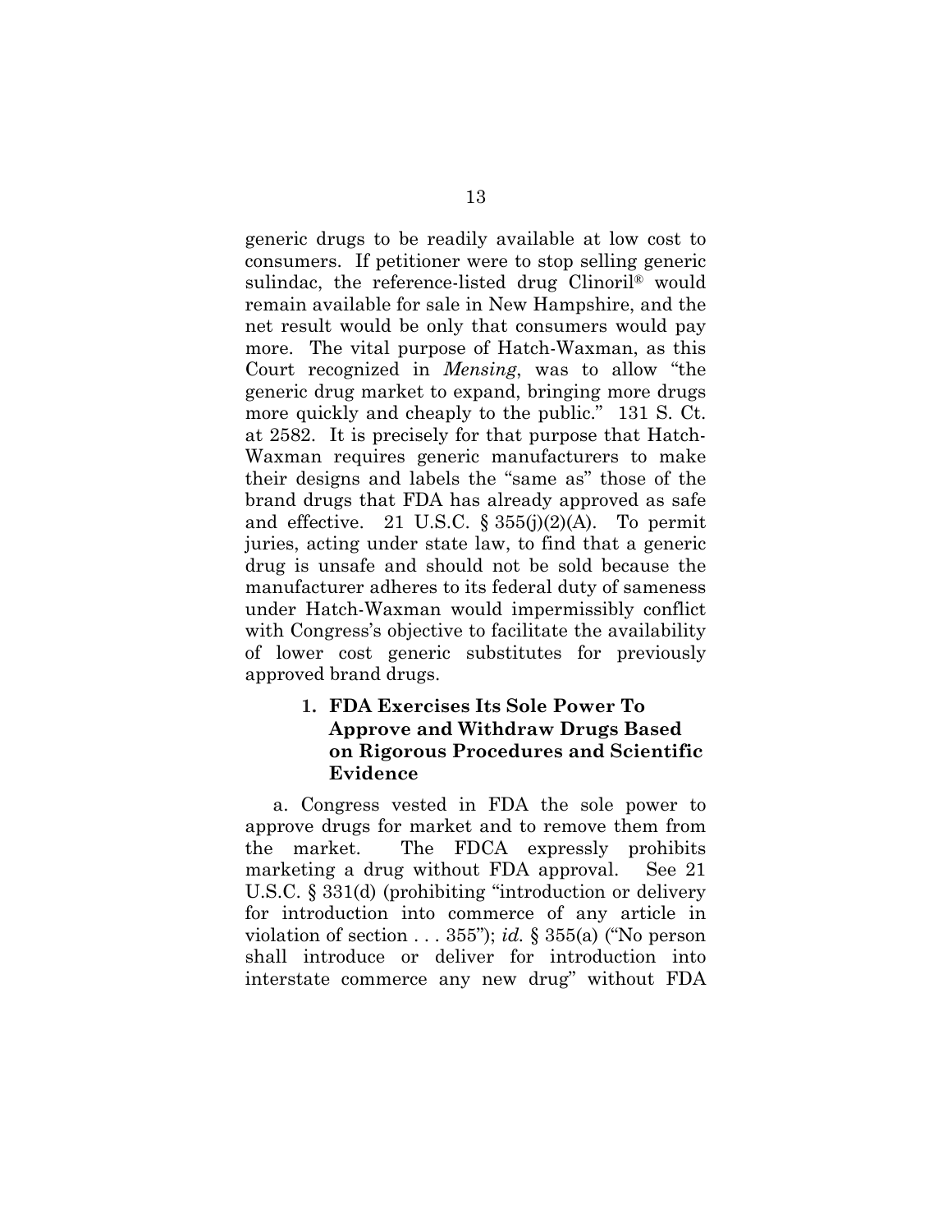generic drugs to be readily available at low cost to consumers. If petitioner were to stop selling generic sulindac, the reference-listed drug Clinoril® would remain available for sale in New Hampshire, and the net result would be only that consumers would pay more. The vital purpose of Hatch-Waxman, as this Court recognized in *Mensing*, was to allow "the generic drug market to expand, bringing more drugs more quickly and cheaply to the public." 131 S. Ct. at 2582. It is precisely for that purpose that Hatch-Waxman requires generic manufacturers to make their designs and labels the "same as" those of the brand drugs that FDA has already approved as safe and effective. 21 U.S.C. § 355(j)(2)(A). To permit juries, acting under state law, to find that a generic drug is unsafe and should not be sold because the manufacturer adheres to its federal duty of sameness under Hatch-Waxman would impermissibly conflict with Congress's objective to facilitate the availability of lower cost generic substitutes for previously approved brand drugs.

### 1. FDA Exercises Its Sole Power To Approve and Withdraw Drugs Based on Rigorous Procedures and Scientific Evidence

a. Congress vested in FDA the sole power to approve drugs for market and to remove them from the market. The FDCA expressly prohibits marketing a drug without FDA approval. See 21 U.S.C. § 331(d) (prohibiting "introduction or delivery for introduction into commerce of any article in violation of section . . . 355"); *id.* § 355(a) ("No person shall introduce or deliver for introduction into interstate commerce any new drug" without FDA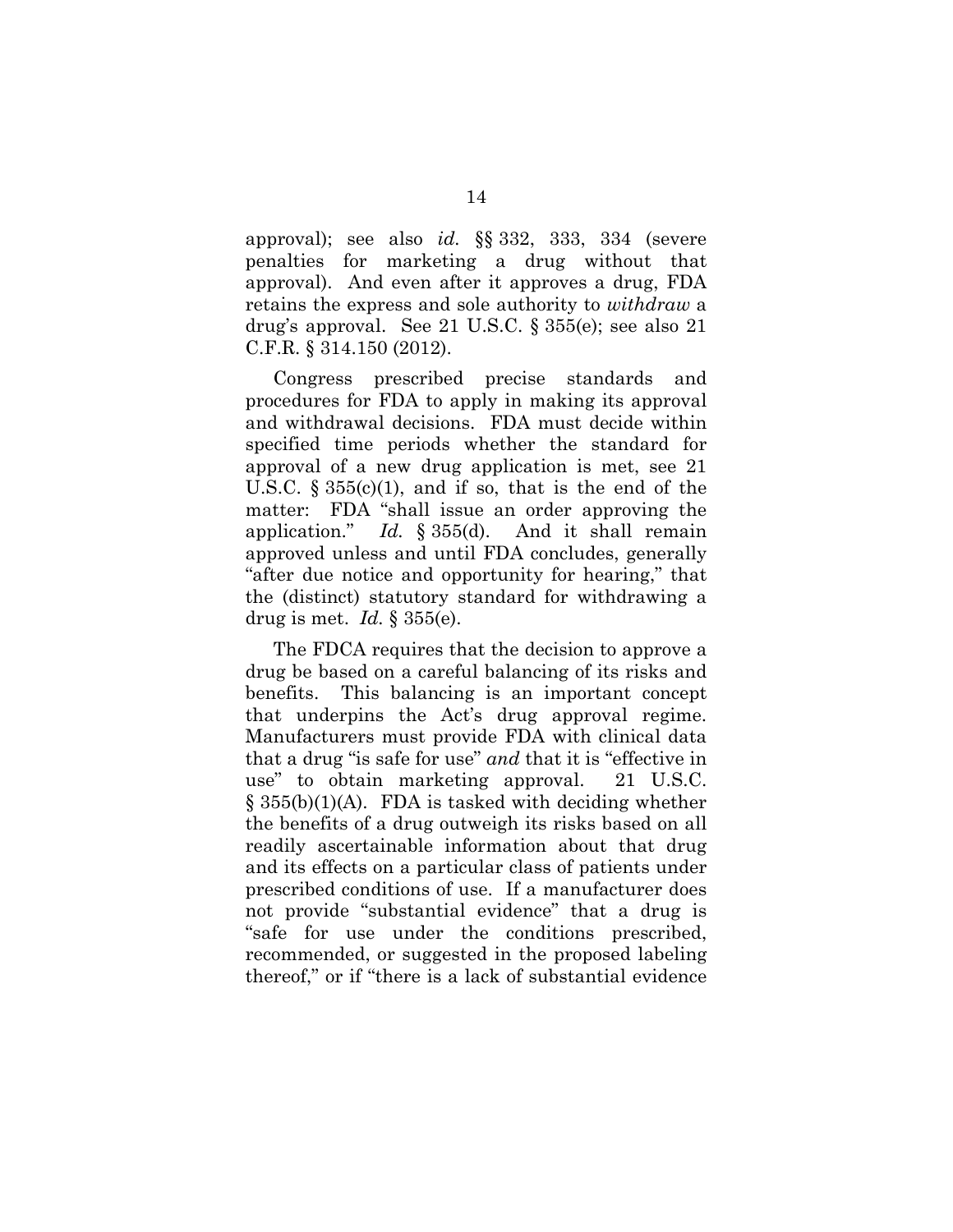approval); see also *id.* §§ 332, 333, 334 (severe penalties for marketing a drug without that approval). And even after it approves a drug, FDA retains the express and sole authority to *withdraw* a drug's approval. See 21 U.S.C. § 355(e); see also 21 C.F.R. § 314.150 (2012).

Congress prescribed precise standards and procedures for FDA to apply in making its approval and withdrawal decisions. FDA must decide within specified time periods whether the standard for approval of a new drug application is met, see 21 U.S.C. § 355(c)(1), and if so, that is the end of the matter: FDA "shall issue an order approving the application." *Id.* § 355(d). And it shall remain approved unless and until FDA concludes, generally "after due notice and opportunity for hearing," that the (distinct) statutory standard for withdrawing a drug is met. *Id.* § 355(e).

The FDCA requires that the decision to approve a drug be based on a careful balancing of its risks and benefits. This balancing is an important concept that underpins the Act's drug approval regime. Manufacturers must provide FDA with clinical data that a drug "is safe for use" *and* that it is "effective in use" to obtain marketing approval. 21 U.S.C. § 355(b)(1)(A). FDA is tasked with deciding whether the benefits of a drug outweigh its risks based on all readily ascertainable information about that drug and its effects on a particular class of patients under prescribed conditions of use. If a manufacturer does not provide "substantial evidence" that a drug is "safe for use under the conditions prescribed, recommended, or suggested in the proposed labeling thereof," or if "there is a lack of substantial evidence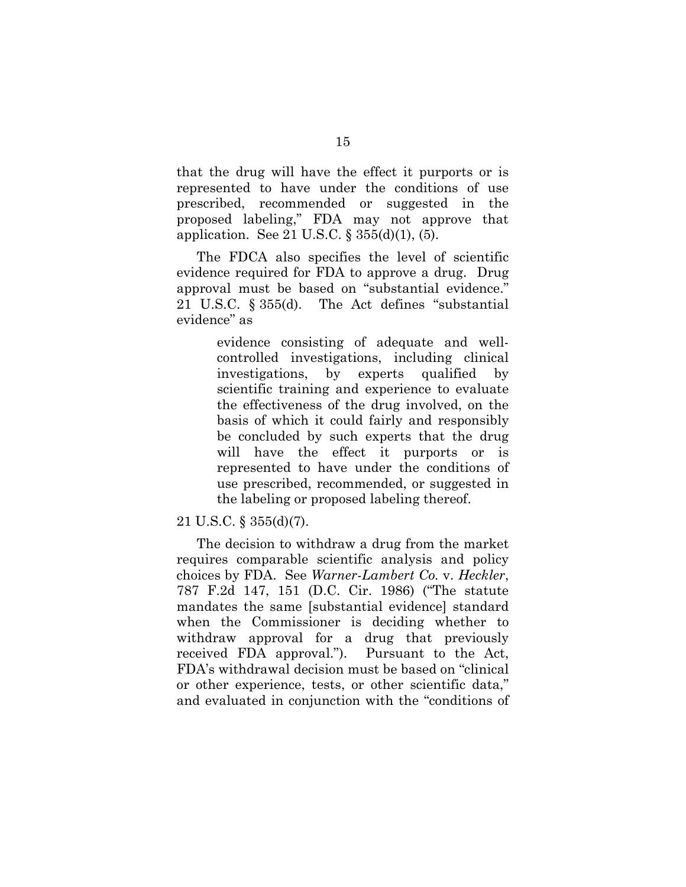that the drug will have the effect it purports or is represented to have under the conditions of use prescribed, recommended or suggested in the proposed labeling," FDA may not approve that application. See 21 U.S.C. § 355(d)(1), (5).

The FDCA also specifies the level of scientific evidence required for FDA to approve a drug. Drug approval must be based on "substantial evidence." 21 U.S.C. § 355(d). The Act defines "substantial evidence" as

> evidence consisting of adequate and well-controlled investigations, including clinical investigations, by experts qualified by scientific training and experience to evaluate the effectiveness of the drug involved, on the basis of which it could fairly and responsibly be concluded by such experts that the drug will have the effect it purports or is represented to have under the conditions of use prescribed, recommended, or suggested in the labeling or proposed labeling thereof.

21 U.S.C. § 355(d)(7).

The decision to withdraw a drug from the market requires comparable scientific analysis and policy choices by FDA. See *Warner-Lambert Co.* v. *Heckler*, 787 F.2d 147, 151 (D.C. Cir. 1986) ("The statute mandates the same [substantial evidence] standard when the Commissioner is deciding whether to withdraw approval for a drug that previously received FDA approval."). Pursuant to the Act, FDA's withdrawal decision must be based on "clinical or other experience, tests, or other scientific data," and evaluated in conjunction with the "conditions of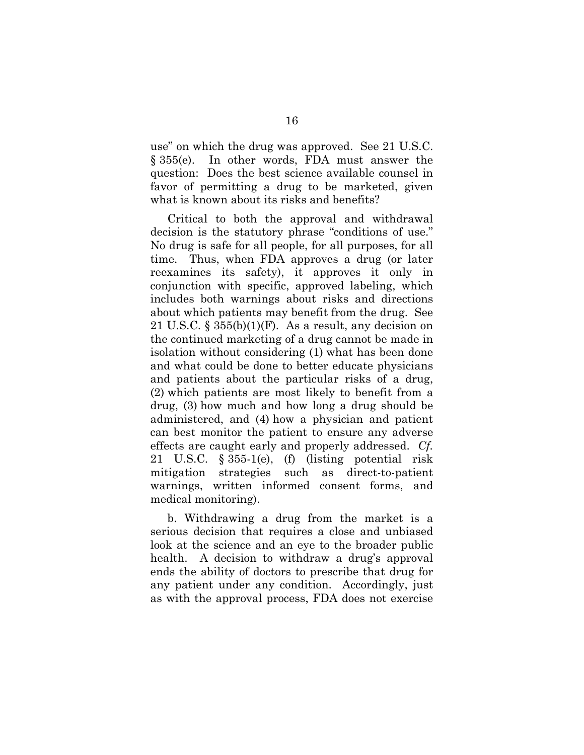use" on which the drug was approved. See 21 U.S.C. § 355(e). In other words, FDA must answer the question: Does the best science available counsel in favor of permitting a drug to be marketed, given what is known about its risks and benefits?

Critical to both the approval and withdrawal decision is the statutory phrase "conditions of use." No drug is safe for all people, for all purposes, for all time. Thus, when FDA approves a drug (or later reexamines its safety), it approves it only in conjunction with specific, approved labeling, which includes both warnings about risks and directions about which patients may benefit from the drug. See 21 U.S.C. § 355(b)(1)(F). As a result, any decision on the continued marketing of a drug cannot be made in isolation without considering (1) what has been done and what could be done to better educate physicians and patients about the particular risks of a drug, (2) which patients are most likely to benefit from a drug, (3) how much and how long a drug should be administered, and (4) how a physician and patient can best monitor the patient to ensure any adverse effects are caught early and properly addressed. *Cf.* 21 U.S.C. § 355-1(e), (f) (listing potential risk mitigation strategies such as direct-to-patient warnings, written informed consent forms, and medical monitoring).

b. Withdrawing a drug from the market is a serious decision that requires a close and unbiased look at the science and an eye to the broader public health. A decision to withdraw a drug's approval ends the ability of doctors to prescribe that drug for any patient under any condition. Accordingly, just as with the approval process, FDA does not exercise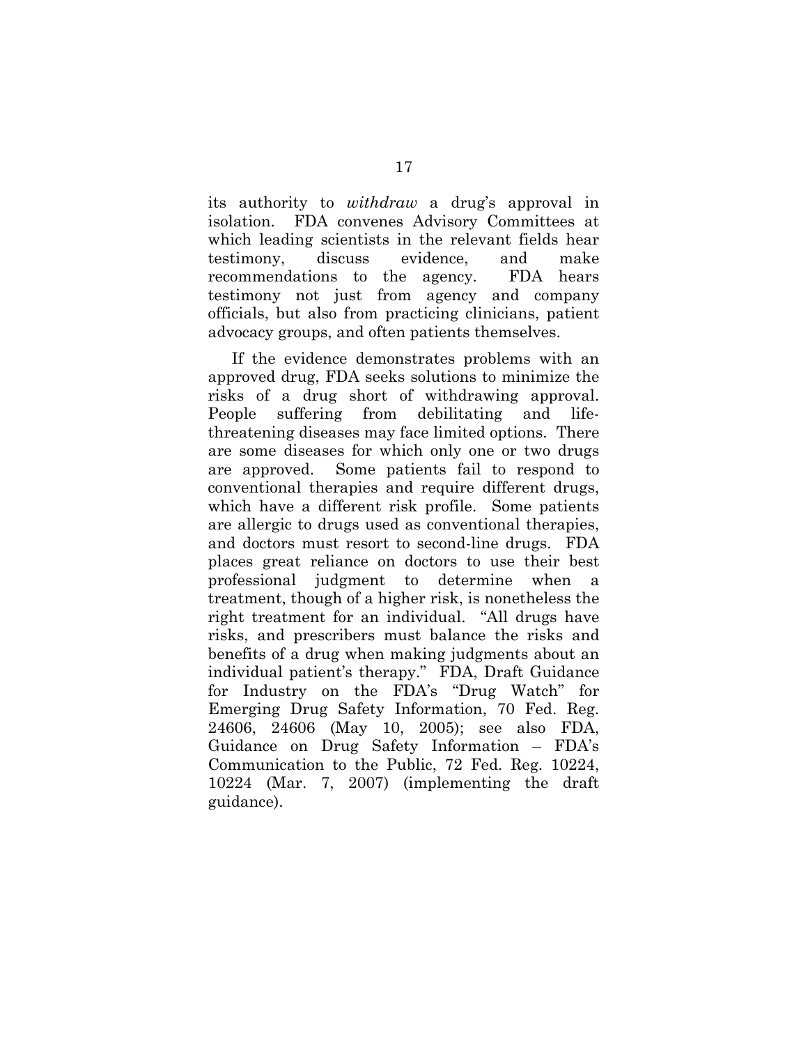its authority to *withdraw* a drug's approval in isolation. FDA convenes Advisory Committees at which leading scientists in the relevant fields hear testimony, discuss evidence, and make recommendations to the agency. FDA hears testimony not just from agency and company officials, but also from practicing clinicians, patient advocacy groups, and often patients themselves.

If the evidence demonstrates problems with an approved drug, FDA seeks solutions to minimize the risks of a drug short of withdrawing approval. People suffering from debilitating and life-threatening diseases may face limited options. There are some diseases for which only one or two drugs are approved. Some patients fail to respond to conventional therapies and require different drugs, which have a different risk profile. Some patients are allergic to drugs used as conventional therapies, and doctors must resort to second-line drugs. FDA places great reliance on doctors to use their best professional judgment to determine when a treatment, though of a higher risk, is nonetheless the right treatment for an individual. "All drugs have risks, and prescribers must balance the risks and benefits of a drug when making judgments about an individual patient's therapy." FDA, Draft Guidance for Industry on the FDA's "Drug Watch" for Emerging Drug Safety Information, 70 Fed. Reg. 24606, 24606 (May 10, 2005); see also FDA, Guidance on Drug Safety Information – FDA's Communication to the Public, 72 Fed. Reg. 10224, 10224 (Mar. 7, 2007) (implementing the draft guidance).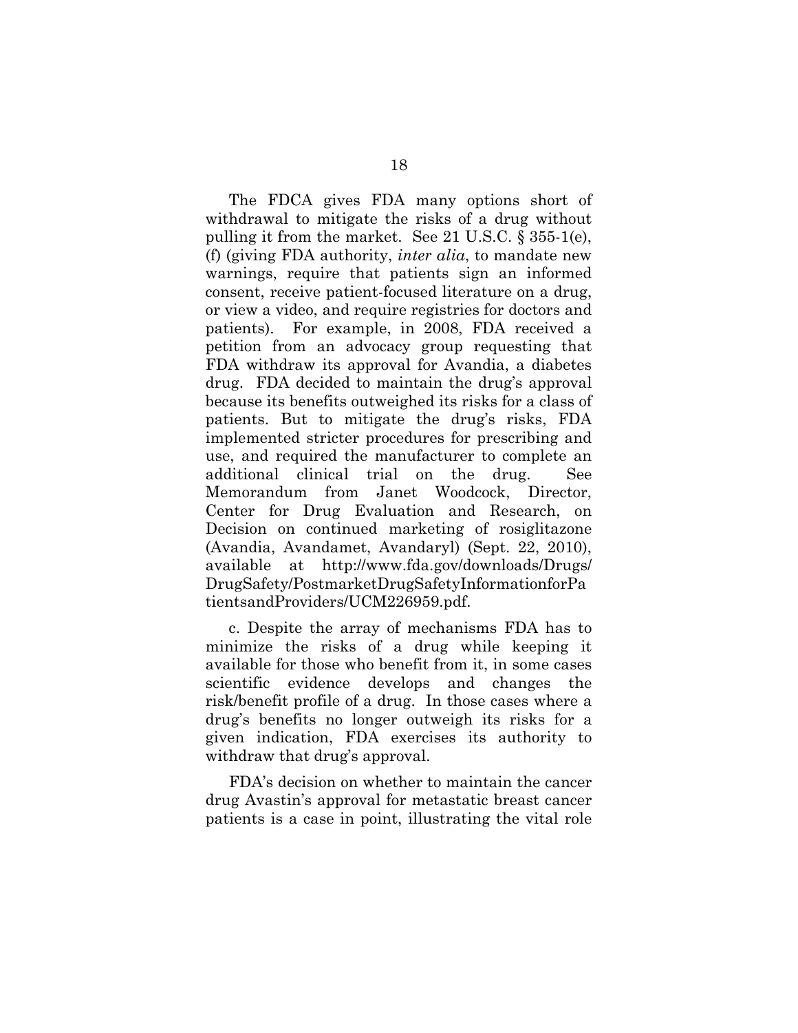The FDCA gives FDA many options short of withdrawal to mitigate the risks of a drug without pulling it from the market. See 21 U.S.C. § 355-1(e), (f) (giving FDA authority, *inter alia*, to mandate new warnings, require that patients sign an informed consent, receive patient-focused literature on a drug, or view a video, and require registries for doctors and patients). For example, in 2008, FDA received a petition from an advocacy group requesting that FDA withdraw its approval for Avandia, a diabetes drug. FDA decided to maintain the drug's approval because its benefits outweighed its risks for a class of patients. But to mitigate the drug's risks, FDA implemented stricter procedures for prescribing and use, and required the manufacturer to complete an additional clinical trial on the drug. See Memorandum from Janet Woodcock, Director, Center for Drug Evaluation and Research, on Decision on continued marketing of rosiglitazone (Avandia, Avandamet, Avandaryl) (Sept. 22, 2010), available at http://www.fda.gov/downloads/Drugs/DrugSafety/PostmarketDrugSafetyInformationforPatientsandProviders/UCM226959.pdf.

c. Despite the array of mechanisms FDA has to minimize the risks of a drug while keeping it available for those who benefit from it, in some cases scientific evidence develops and changes the risk/benefit profile of a drug. In those cases where a drug's benefits no longer outweigh its risks for a given indication, FDA exercises its authority to withdraw that drug's approval.

FDA's decision on whether to maintain the cancer drug Avastin's approval for metastatic breast cancer patients is a case in point, illustrating the vital role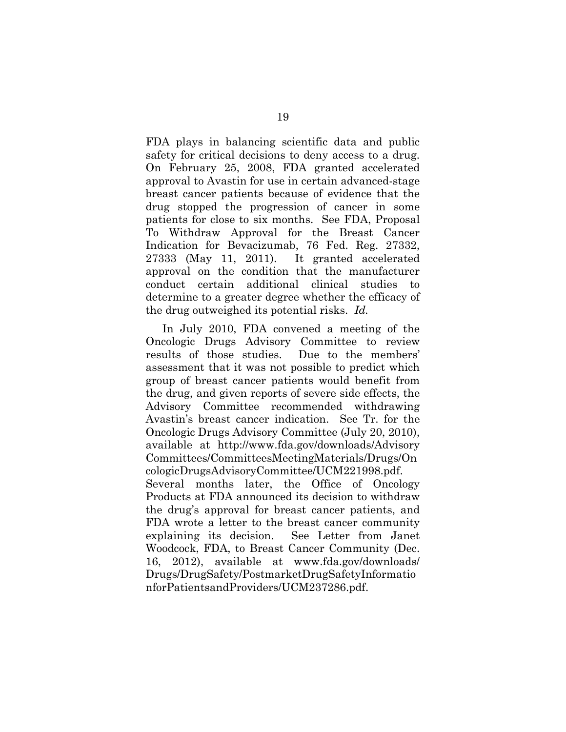FDA plays in balancing scientific data and public safety for critical decisions to deny access to a drug. On February 25, 2008, FDA granted accelerated approval to Avastin for use in certain advanced-stage breast cancer patients because of evidence that the drug stopped the progression of cancer in some patients for close to six months. See FDA, Proposal To Withdraw Approval for the Breast Cancer Indication for Bevacizumab, 76 Fed. Reg. 27332, 27333 (May 11, 2011). It granted accelerated approval on the condition that the manufacturer conduct certain additional clinical studies to determine to a greater degree whether the efficacy of the drug outweighed its potential risks. *Id.*

In July 2010, FDA convened a meeting of the Oncologic Drugs Advisory Committee to review results of those studies. Due to the members' assessment that it was not possible to predict which group of breast cancer patients would benefit from the drug, and given reports of severe side effects, the Advisory Committee recommended withdrawing Avastin's breast cancer indication. See Tr. for the Oncologic Drugs Advisory Committee (July 20, 2010), available at http://www.fda.gov/downloads/AdvisoryCommittees/CommitteesMeetingMaterials/Drugs/OncologicDrugsAdvisoryCommittee/UCM221998.pdf. Several months later, the Office of Oncology Products at FDA announced its decision to withdraw the drug's approval for breast cancer patients, and FDA wrote a letter to the breast cancer community explaining its decision. See Letter from Janet Woodcock, FDA, to Breast Cancer Community (Dec. 16, 2012), available at www.fda.gov/downloads/Drugs/DrugSafety/PostmarketDrugSafetyInformationforPatientsandProviders/UCM237286.pdf.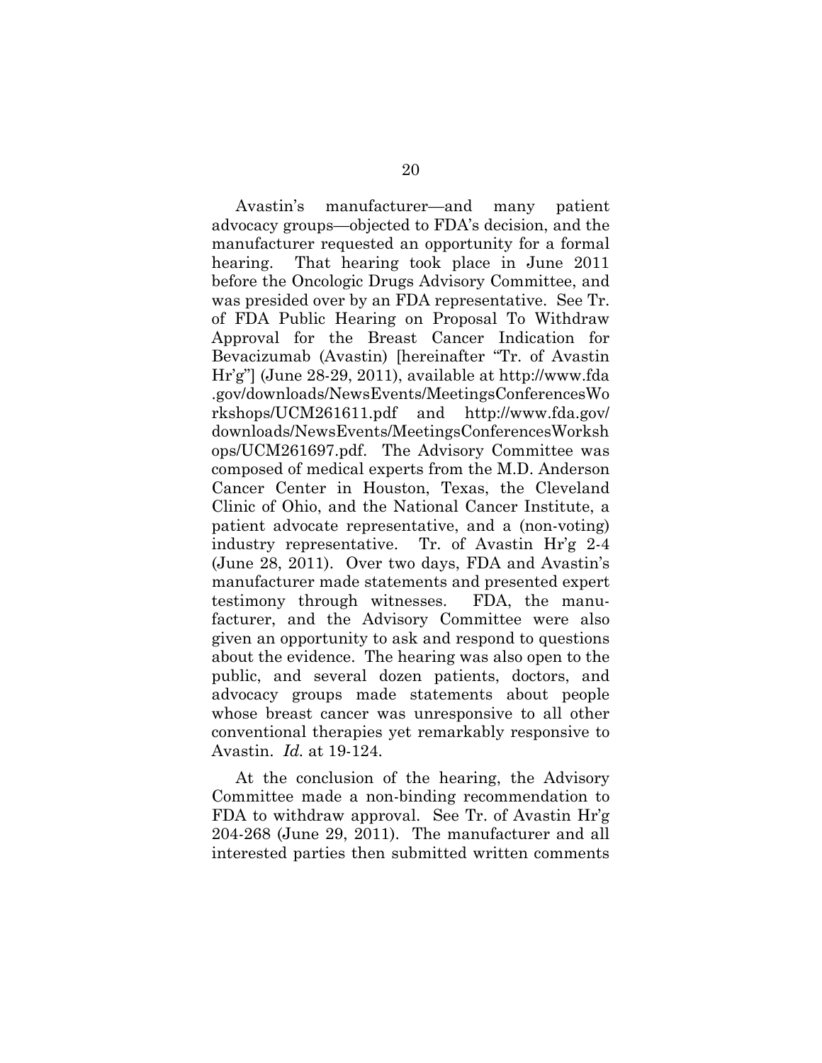Avastin's manufacturer—and many patient advocacy groups—objected to FDA's decision, and the manufacturer requested an opportunity for a formal hearing. That hearing took place in June 2011 before the Oncologic Drugs Advisory Committee, and was presided over by an FDA representative. See Tr. of FDA Public Hearing on Proposal To Withdraw Approval for the Breast Cancer Indication for Bevacizumab (Avastin) [hereinafter "Tr. of Avastin Hr'g"] (June 28-29, 2011), available at http://www.fda.gov/downloads/NewsEvents/MeetingsConferencesWorkshops/UCM261611.pdf and http://www.fda.gov/downloads/NewsEvents/MeetingsConferencesWorkshops/UCM261697.pdf. The Advisory Committee was composed of medical experts from the M.D. Anderson Cancer Center in Houston, Texas, the Cleveland Clinic of Ohio, and the National Cancer Institute, a patient advocate representative, and a (non-voting) industry representative. Tr. of Avastin Hr'g 2-4 (June 28, 2011). Over two days, FDA and Avastin's manufacturer made statements and presented expert testimony through witnesses. FDA, the manufacturer, and the Advisory Committee were also given an opportunity to ask and respond to questions about the evidence. The hearing was also open to the public, and several dozen patients, doctors, and advocacy groups made statements about people whose breast cancer was unresponsive to all other conventional therapies yet remarkably responsive to Avastin. *Id.* at 19-124.

At the conclusion of the hearing, the Advisory Committee made a non-binding recommendation to FDA to withdraw approval. See Tr. of Avastin Hr'g 204-268 (June 29, 2011). The manufacturer and all interested parties then submitted written comments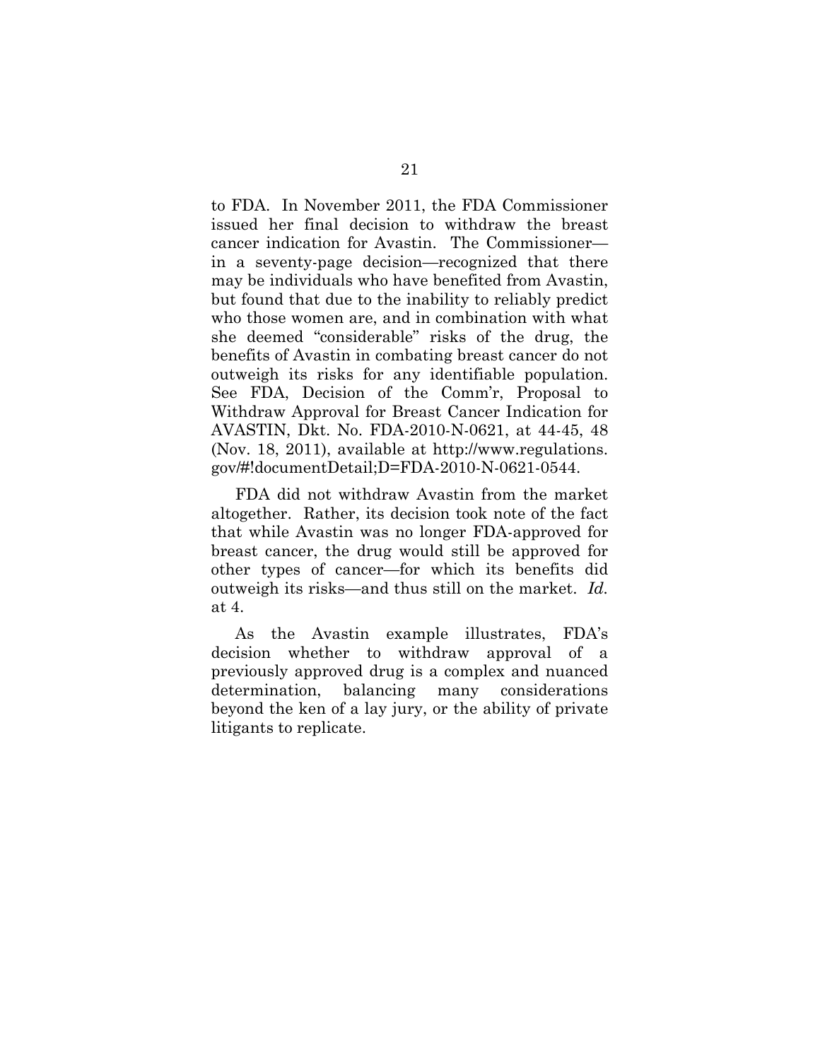to FDA. In November 2011, the FDA Commissioner issued her final decision to withdraw the breast cancer indication for Avastin. The Commissioner—in a seventy-page decision—recognized that there may be individuals who have benefited from Avastin, but found that due to the inability to reliably predict who those women are, and in combination with what she deemed "considerable" risks of the drug, the benefits of Avastin in combating breast cancer do not outweigh its risks for any identifiable population. See FDA, Decision of the Comm'r, Proposal to Withdraw Approval for Breast Cancer Indication for AVASTIN, Dkt. No. FDA-2010-N-0621, at 44-45, 48 (Nov. 18, 2011), available at http://www.regulations.gov/#!documentDetail;D=FDA-2010-N-0621-0544.

FDA did not withdraw Avastin from the market altogether. Rather, its decision took note of the fact that while Avastin was no longer FDA-approved for breast cancer, the drug would still be approved for other types of cancer—for which its benefits did outweigh its risks—and thus still on the market. *Id.* at 4.

As the Avastin example illustrates, FDA's decision whether to withdraw approval of a previously approved drug is a complex and nuanced determination, balancing many considerations beyond the ken of a lay jury, or the ability of private litigants to replicate.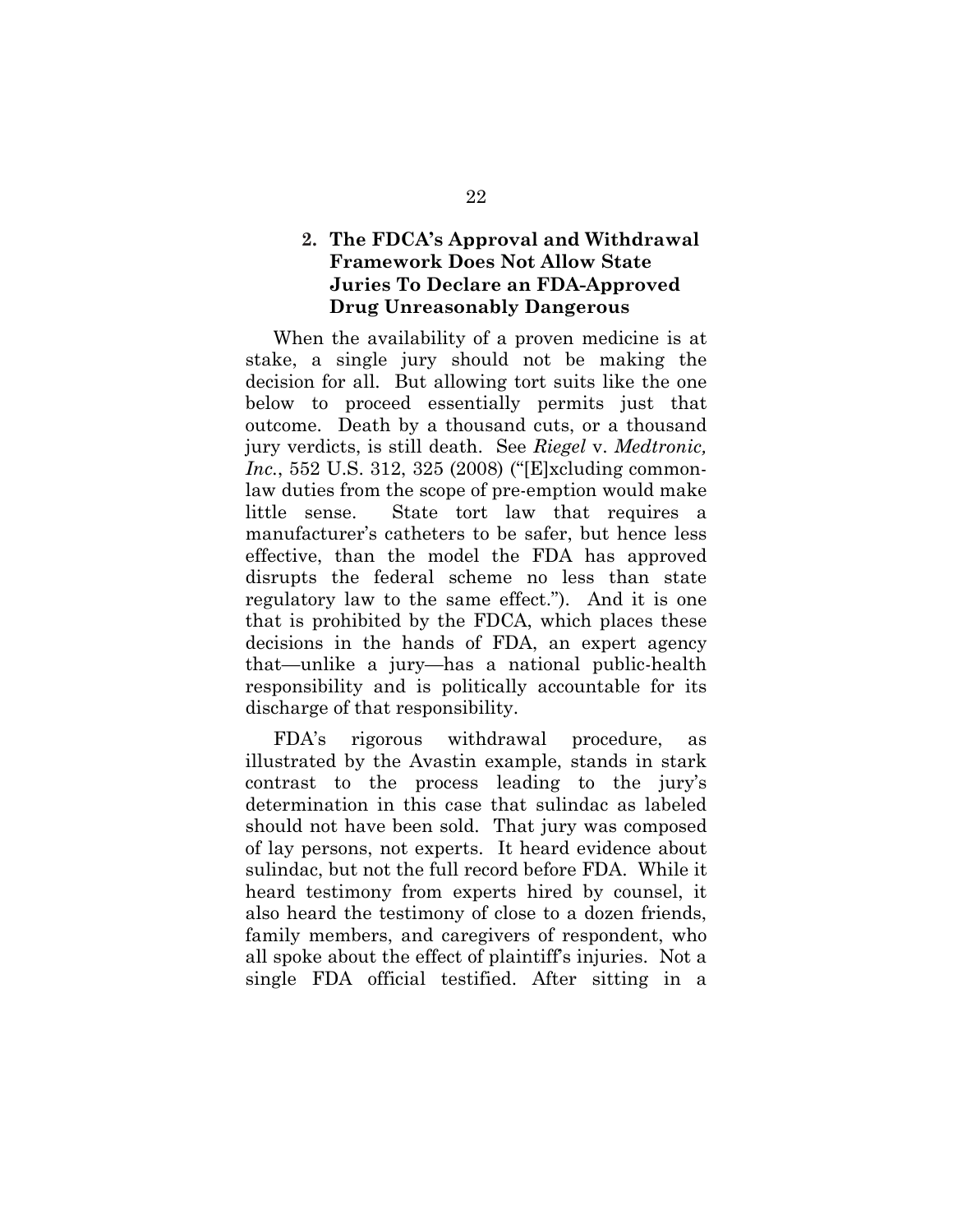### 2. The FDCA's Approval and Withdrawal Framework Does Not Allow State Juries To Declare an FDA-Approved Drug Unreasonably Dangerous

When the availability of a proven medicine is at stake, a single jury should not be making the decision for all. But allowing tort suits like the one below to proceed essentially permits just that outcome. Death by a thousand cuts, or a thousand jury verdicts, is still death. See *Riegel* v. *Medtronic, Inc.*, 552 U.S. 312, 325 (2008) ("[E]xcluding common-law duties from the scope of pre-emption would make little sense. State tort law that requires a manufacturer's catheters to be safer, but hence less effective, than the model the FDA has approved disrupts the federal scheme no less than state regulatory law to the same effect."). And it is one that is prohibited by the FDCA, which places these decisions in the hands of FDA, an expert agency that—unlike a jury—has a national public-health responsibility and is politically accountable for its discharge of that responsibility.

FDA's rigorous withdrawal procedure, as illustrated by the Avastin example, stands in stark contrast to the process leading to the jury's determination in this case that sulindac as labeled should not have been sold. That jury was composed of lay persons, not experts. It heard evidence about sulindac, but not the full record before FDA. While it heard testimony from experts hired by counsel, it also heard the testimony of close to a dozen friends, family members, and caregivers of respondent, who all spoke about the effect of plaintiff's injuries. Not a single FDA official testified. After sitting in a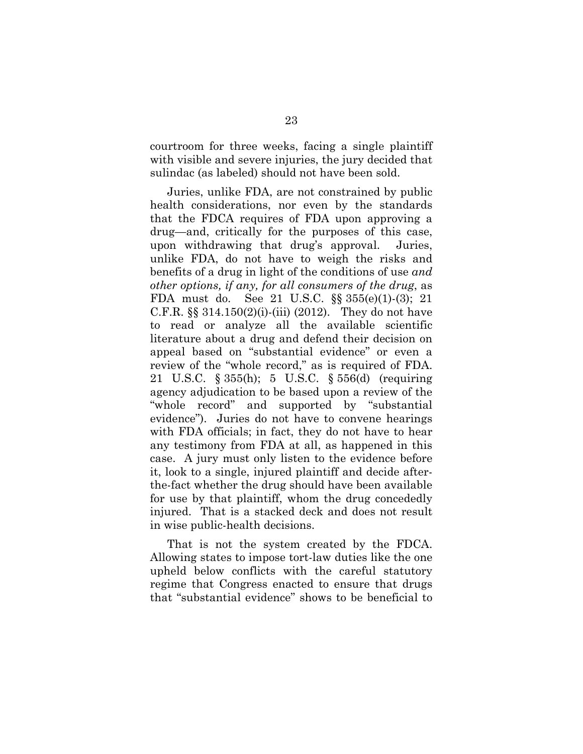courtroom for three weeks, facing a single plaintiff with visible and severe injuries, the jury decided that sulindac (as labeled) should not have been sold.

Juries, unlike FDA, are not constrained by public health considerations, nor even by the standards that the FDCA requires of FDA upon approving a drug—and, critically for the purposes of this case, upon withdrawing that drug's approval. Juries, unlike FDA, do not have to weigh the risks and benefits of a drug in light of the conditions of use *and other options, if any, for all consumers of the drug*, as FDA must do. See 21 U.S.C. §§ 355(e)(1)-(3); 21 C.F.R. §§ 314.150(2)(i)-(iii) (2012). They do not have to read or analyze all the available scientific literature about a drug and defend their decision on appeal based on "substantial evidence" or even a review of the "whole record," as is required of FDA. 21 U.S.C. § 355(h); 5 U.S.C. § 556(d) (requiring agency adjudication to be based upon a review of the "whole record" and supported by "substantial evidence"). Juries do not have to convene hearings with FDA officials; in fact, they do not have to hear any testimony from FDA at all, as happened in this case. A jury must only listen to the evidence before it, look to a single, injured plaintiff and decide after-the-fact whether the drug should have been available for use by that plaintiff, whom the drug concededly injured. That is a stacked deck and does not result in wise public-health decisions.

That is not the system created by the FDCA. Allowing states to impose tort-law duties like the one upheld below conflicts with the careful statutory regime that Congress enacted to ensure that drugs that "substantial evidence" shows to be beneficial to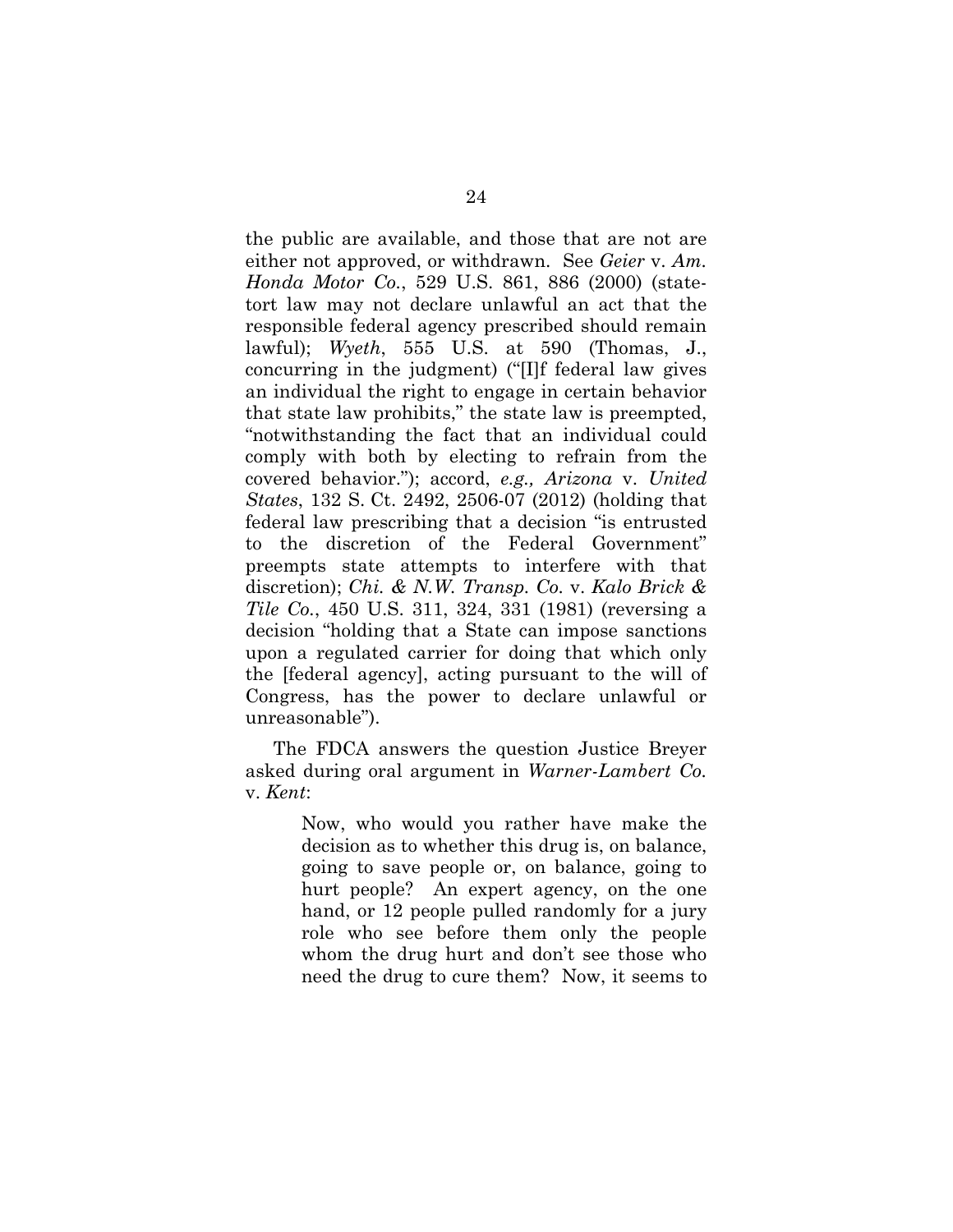the public are available, and those that are not are either not approved, or withdrawn. See *Geier* v. *Am. Honda Motor Co.*, 529 U.S. 861, 886 (2000) (state-tort law may not declare unlawful an act that the responsible federal agency prescribed should remain lawful); *Wyeth*, 555 U.S. at 590 (Thomas, J., concurring in the judgment) ("[I]f federal law gives an individual the right to engage in certain behavior that state law prohibits," the state law is preempted, "notwithstanding the fact that an individual could comply with both by electing to refrain from the covered behavior."); accord, *e.g., Arizona* v. *United States*, 132 S. Ct. 2492, 2506-07 (2012) (holding that federal law prescribing that a decision "is entrusted to the discretion of the Federal Government" preempts state attempts to interfere with that discretion); *Chi. & N.W. Transp. Co.* v. *Kalo Brick & Tile Co.*, 450 U.S. 311, 324, 331 (1981) (reversing a decision "holding that a State can impose sanctions upon a regulated carrier for doing that which only the [federal agency], acting pursuant to the will of Congress, has the power to declare unlawful or unreasonable").

The FDCA answers the question Justice Breyer asked during oral argument in *Warner-Lambert Co.* v. *Kent*:

> Now, who would you rather have make the decision as to whether this drug is, on balance, going to save people or, on balance, going to hurt people? An expert agency, on the one hand, or 12 people pulled randomly for a jury role who see before them only the people whom the drug hurt and don't see those who need the drug to cure them? Now, it seems to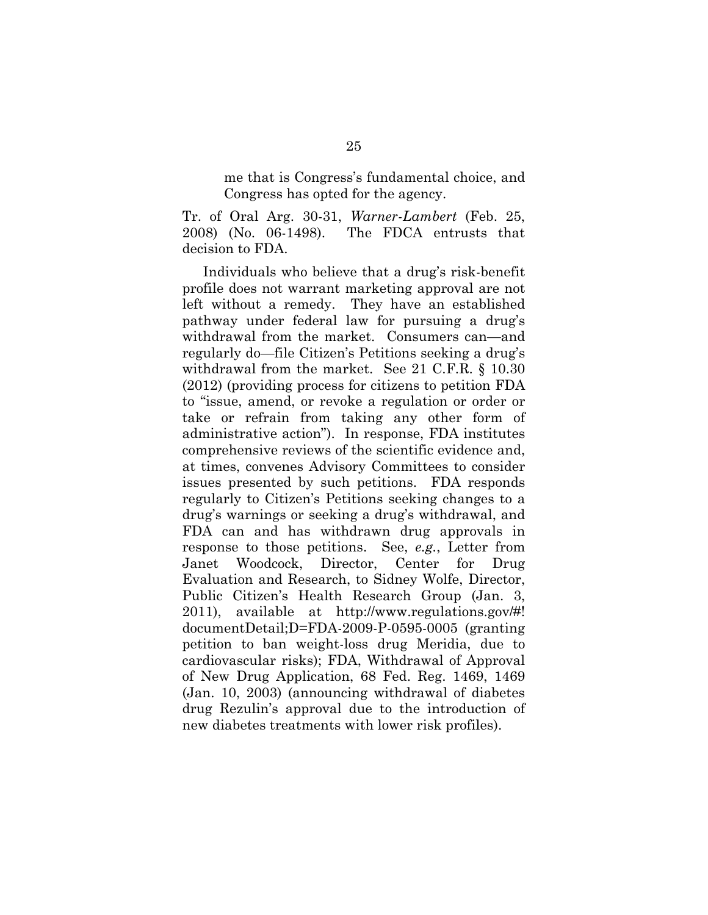> me that is Congress's fundamental choice, and Congress has opted for the agency.

Tr. of Oral Arg. 30-31, *Warner-Lambert* (Feb. 25, 2008) (No. 06-1498). The FDCA entrusts that decision to FDA.

Individuals who believe that a drug's risk-benefit profile does not warrant marketing approval are not left without a remedy. They have an established pathway under federal law for pursuing a drug's withdrawal from the market. Consumers can—and regularly do—file Citizen's Petitions seeking a drug's withdrawal from the market. See 21 C.F.R. § 10.30 (2012) (providing process for citizens to petition FDA to "issue, amend, or revoke a regulation or order or take or refrain from taking any other form of administrative action"). In response, FDA institutes comprehensive reviews of the scientific evidence and, at times, convenes Advisory Committees to consider issues presented by such petitions. FDA responds regularly to Citizen's Petitions seeking changes to a drug's warnings or seeking a drug's withdrawal, and FDA can and has withdrawn drug approvals in response to those petitions. See, *e.g.*, Letter from Janet Woodcock, Director, Center for Drug Evaluation and Research, to Sidney Wolfe, Director, Public Citizen's Health Research Group (Jan. 3, 2011), available at http://www.regulations.gov/#!documentDetail;D=FDA-2009-P-0595-0005 (granting petition to ban weight-loss drug Meridia, due to cardiovascular risks); FDA, Withdrawal of Approval of New Drug Application, 68 Fed. Reg. 1469, 1469 (Jan. 10, 2003) (announcing withdrawal of diabetes drug Rezulin's approval due to the introduction of new diabetes treatments with lower risk profiles).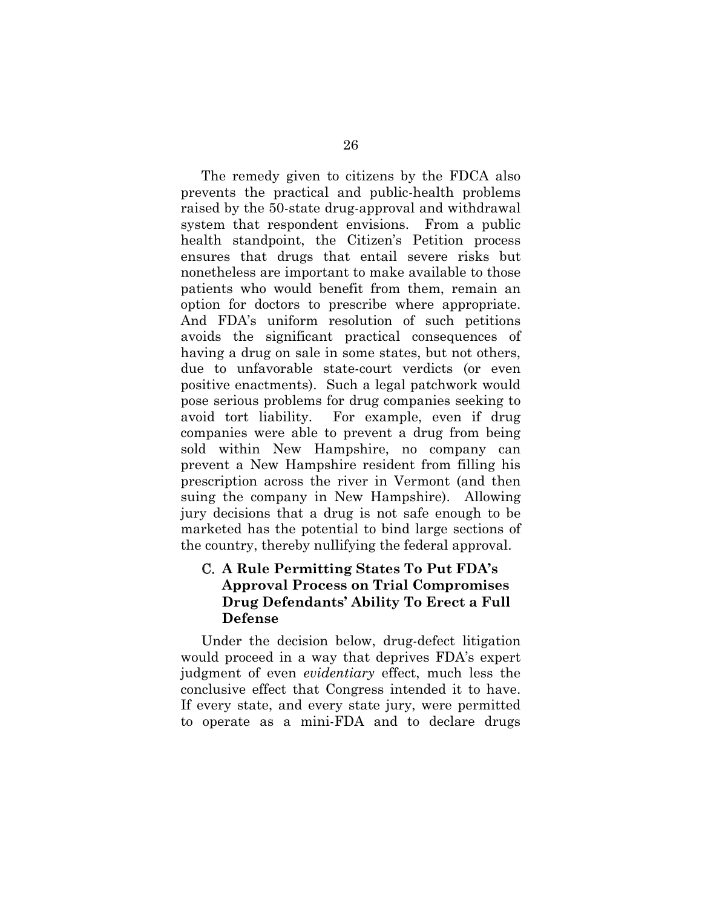The remedy given to citizens by the FDCA also prevents the practical and public-health problems raised by the 50-state drug-approval and withdrawal system that respondent envisions. From a public health standpoint, the Citizen's Petition process ensures that drugs that entail severe risks but nonetheless are important to make available to those patients who would benefit from them, remain an option for doctors to prescribe where appropriate. And FDA's uniform resolution of such petitions avoids the significant practical consequences of having a drug on sale in some states, but not others, due to unfavorable state-court verdicts (or even positive enactments). Such a legal patchwork would pose serious problems for drug companies seeking to avoid tort liability. For example, even if drug companies were able to prevent a drug from being sold within New Hampshire, no company can prevent a New Hampshire resident from filling his prescription across the river in Vermont (and then suing the company in New Hampshire). Allowing jury decisions that a drug is not safe enough to be marketed has the potential to bind large sections of the country, thereby nullifying the federal approval.

### C. A Rule Permitting States To Put FDA's Approval Process on Trial Compromises Drug Defendants' Ability To Erect a Full Defense

Under the decision below, drug-defect litigation would proceed in a way that deprives FDA's expert judgment of even *evidentiary* effect, much less the conclusive effect that Congress intended it to have. If every state, and every state jury, were permitted to operate as a mini-FDA and to declare drugs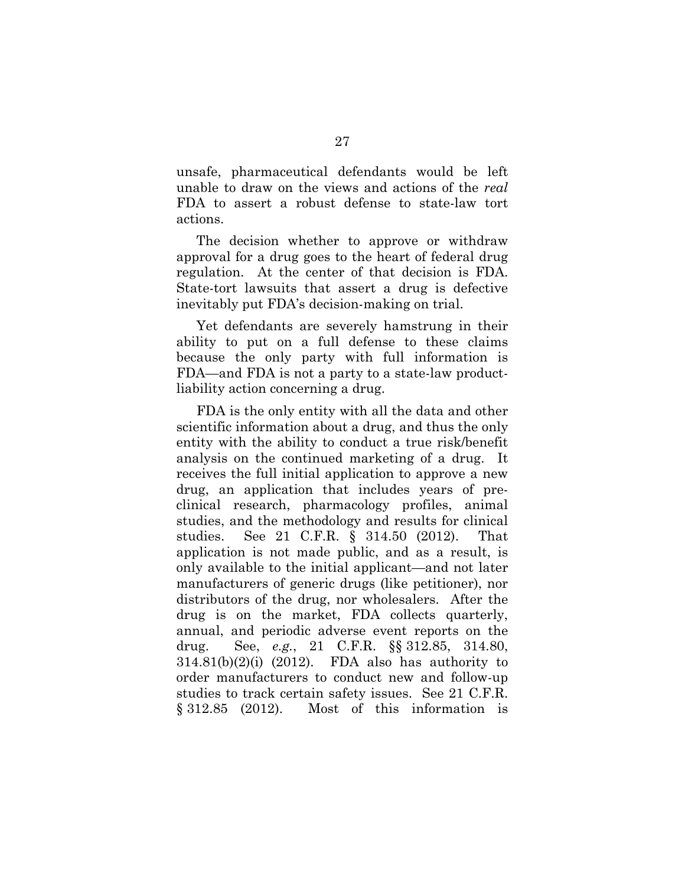unsafe, pharmaceutical defendants would be left unable to draw on the views and actions of the *real* FDA to assert a robust defense to state-law tort actions.

The decision whether to approve or withdraw approval for a drug goes to the heart of federal drug regulation. At the center of that decision is FDA. State-tort lawsuits that assert a drug is defective inevitably put FDA's decision-making on trial.

Yet defendants are severely hamstrung in their ability to put on a full defense to these claims because the only party with full information is FDA—and FDA is not a party to a state-law product-liability action concerning a drug.

FDA is the only entity with all the data and other scientific information about a drug, and thus the only entity with the ability to conduct a true risk/benefit analysis on the continued marketing of a drug. It receives the full initial application to approve a new drug, an application that includes years of pre-clinical research, pharmacology profiles, animal studies, and the methodology and results for clinical studies. See 21 C.F.R. § 314.50 (2012). That application is not made public, and as a result, is only available to the initial applicant—and not later manufacturers of generic drugs (like petitioner), nor distributors of the drug, nor wholesalers. After the drug is on the market, FDA collects quarterly, annual, and periodic adverse event reports on the drug. See, *e.g.*, 21 C.F.R. §§ 312.85, 314.80, 314.81(b)(2)(i) (2012). FDA also has authority to order manufacturers to conduct new and follow-up studies to track certain safety issues. See 21 C.F.R. § 312.85 (2012). Most of this information is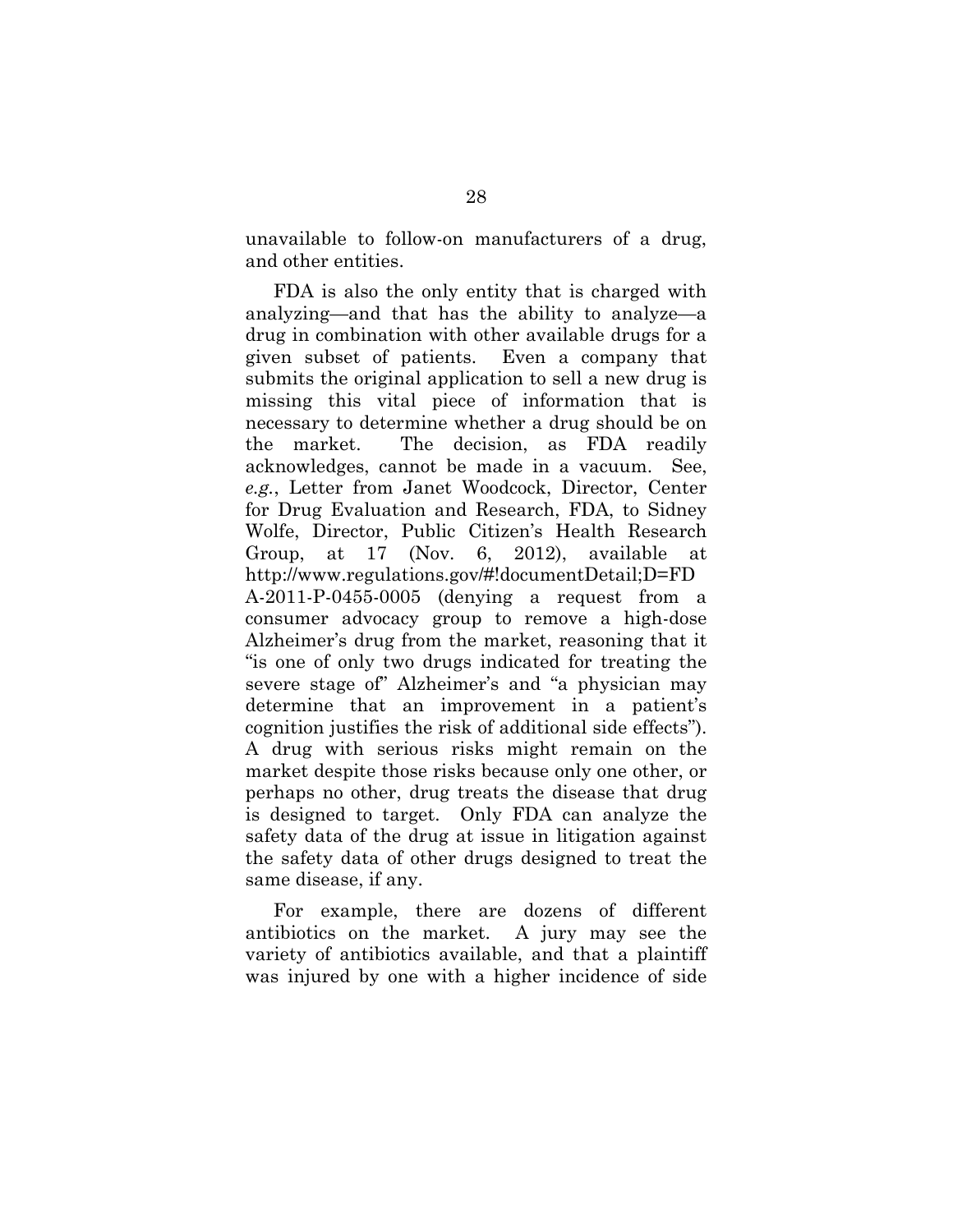unavailable to follow-on manufacturers of a drug, and other entities.

FDA is also the only entity that is charged with analyzing—and that has the ability to analyze—a drug in combination with other available drugs for a given subset of patients. Even a company that submits the original application to sell a new drug is missing this vital piece of information that is necessary to determine whether a drug should be on the market. The decision, as FDA readily acknowledges, cannot be made in a vacuum. See, *e.g.*, Letter from Janet Woodcock, Director, Center for Drug Evaluation and Research, FDA, to Sidney Wolfe, Director, Public Citizen's Health Research Group, at 17 (Nov. 6, 2012), available at http://www.regulations.gov/#!documentDetail;D=FDA-2011-P-0455-0005 (denying a request from a consumer advocacy group to remove a high-dose Alzheimer's drug from the market, reasoning that it "is one of only two drugs indicated for treating the severe stage of" Alzheimer's and "a physician may determine that an improvement in a patient's cognition justifies the risk of additional side effects"). A drug with serious risks might remain on the market despite those risks because only one other, or perhaps no other, drug treats the disease that drug is designed to target. Only FDA can analyze the safety data of the drug at issue in litigation against the safety data of other drugs designed to treat the same disease, if any.

For example, there are dozens of different antibiotics on the market. A jury may see the variety of antibiotics available, and that a plaintiff was injured by one with a higher incidence of side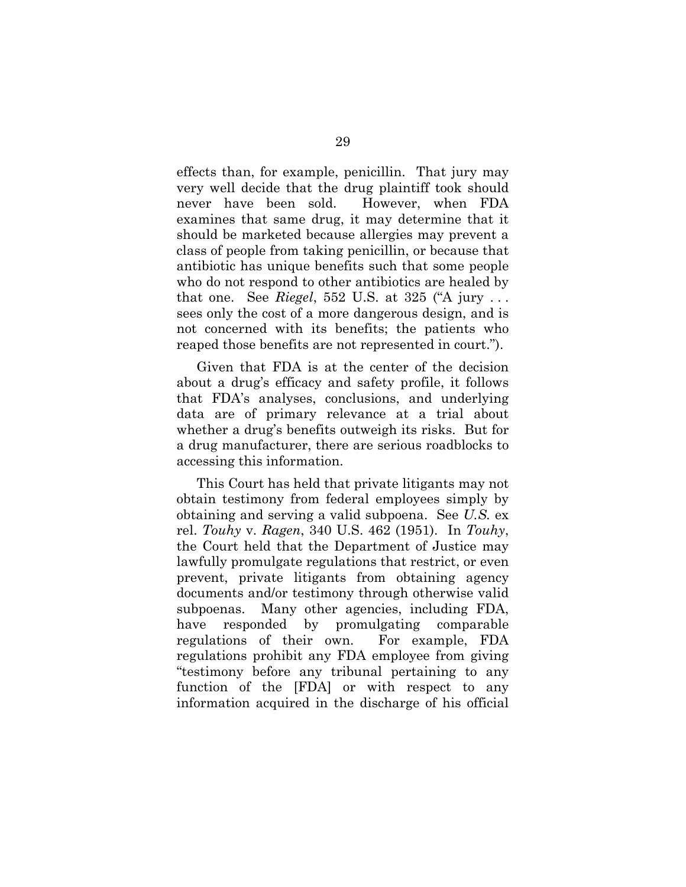effects than, for example, penicillin. That jury may very well decide that the drug plaintiff took should never have been sold. However, when FDA examines that same drug, it may determine that it should be marketed because allergies may prevent a class of people from taking penicillin, or because that antibiotic has unique benefits such that some people who do not respond to other antibiotics are healed by that one. See *Riegel*, 552 U.S. at 325 ("A jury . . . sees only the cost of a more dangerous design, and is not concerned with its benefits; the patients who reaped those benefits are not represented in court.").

Given that FDA is at the center of the decision about a drug's efficacy and safety profile, it follows that FDA's analyses, conclusions, and underlying data are of primary relevance at a trial about whether a drug's benefits outweigh its risks. But for a drug manufacturer, there are serious roadblocks to accessing this information.

This Court has held that private litigants may not obtain testimony from federal employees simply by obtaining and serving a valid subpoena. See *U.S.* ex rel. *Touhy* v. *Ragen*, 340 U.S. 462 (1951). In *Touhy*, the Court held that the Department of Justice may lawfully promulgate regulations that restrict, or even prevent, private litigants from obtaining agency documents and/or testimony through otherwise valid subpoenas. Many other agencies, including FDA, have responded by promulgating comparable regulations of their own. For example, FDA regulations prohibit any FDA employee from giving "testimony before any tribunal pertaining to any function of the [FDA] or with respect to any information acquired in the discharge of his official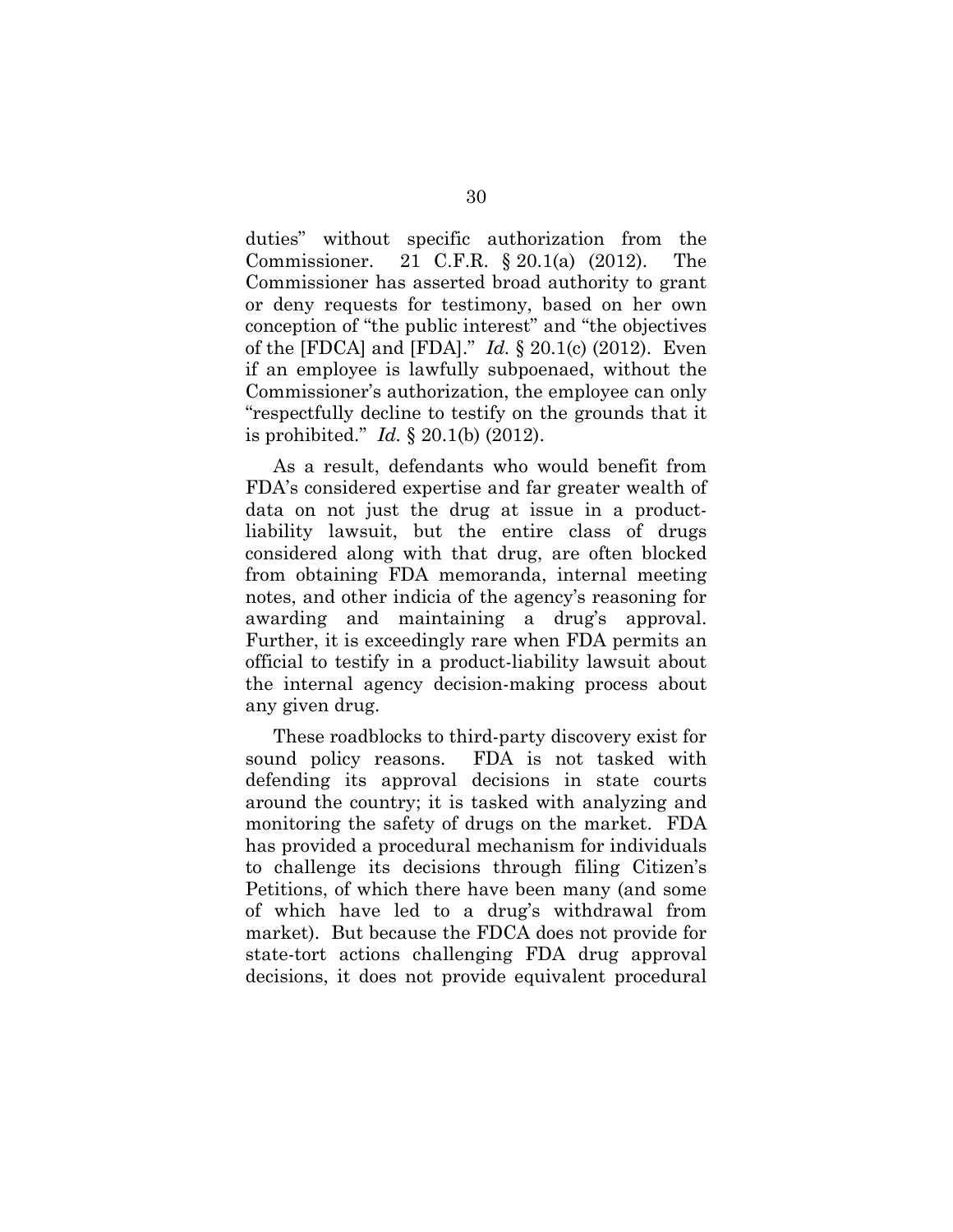duties" without specific authorization from the Commissioner. 21 C.F.R. § 20.1(a) (2012). The Commissioner has asserted broad authority to grant or deny requests for testimony, based on her own conception of "the public interest" and "the objectives of the [FDCA] and [FDA]." *Id.* § 20.1(c) (2012). Even if an employee is lawfully subpoenaed, without the Commissioner's authorization, the employee can only "respectfully decline to testify on the grounds that it is prohibited." *Id.* § 20.1(b) (2012).

As a result, defendants who would benefit from FDA's considered expertise and far greater wealth of data on not just the drug at issue in a product-liability lawsuit, but the entire class of drugs considered along with that drug, are often blocked from obtaining FDA memoranda, internal meeting notes, and other indicia of the agency's reasoning for awarding and maintaining a drug's approval. Further, it is exceedingly rare when FDA permits an official to testify in a product-liability lawsuit about the internal agency decision-making process about any given drug.

These roadblocks to third-party discovery exist for sound policy reasons. FDA is not tasked with defending its approval decisions in state courts around the country; it is tasked with analyzing and monitoring the safety of drugs on the market. FDA has provided a procedural mechanism for individuals to challenge its decisions through filing Citizen's Petitions, of which there have been many (and some of which have led to a drug's withdrawal from market). But because the FDCA does not provide for state-tort actions challenging FDA drug approval decisions, it does not provide equivalent procedural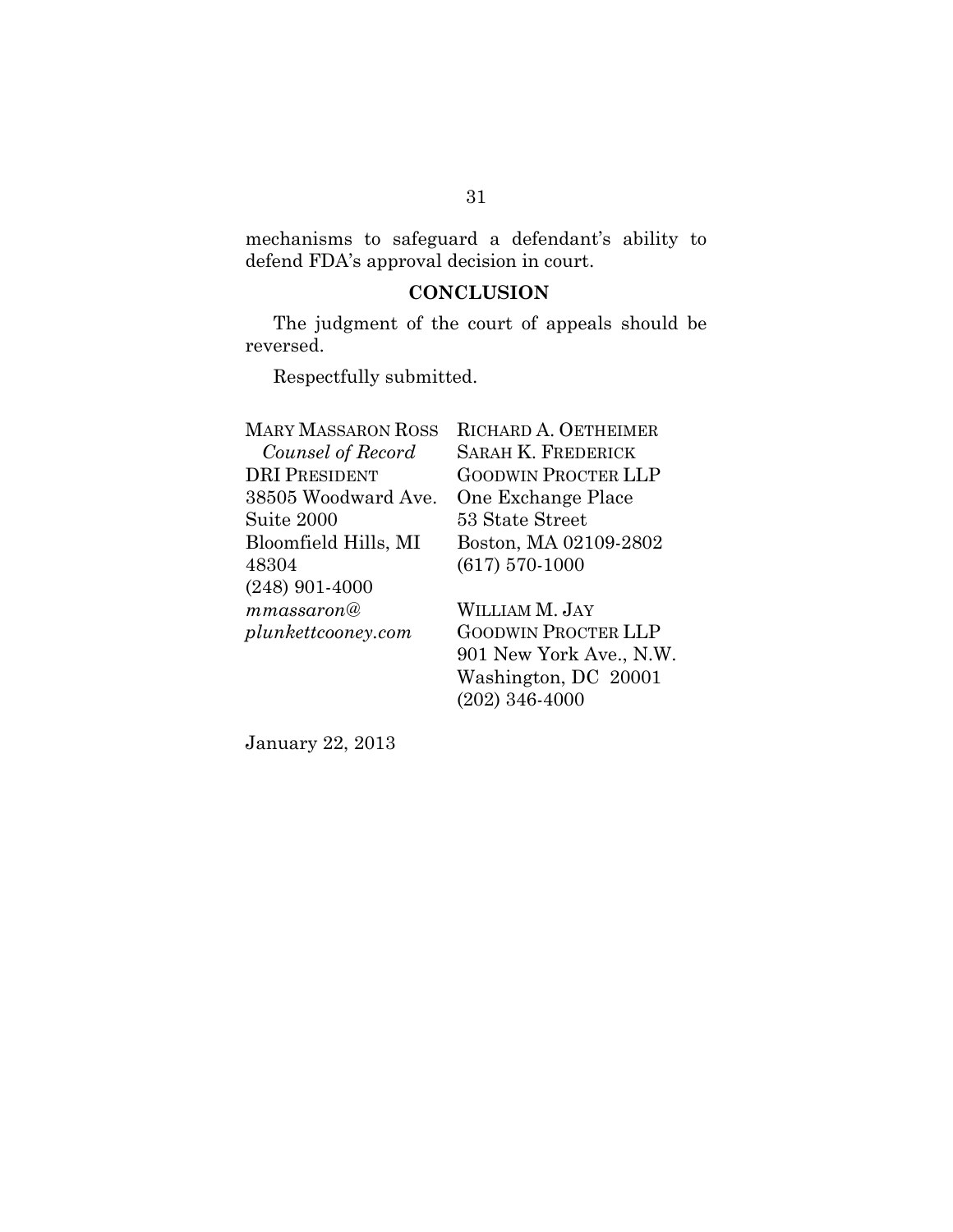mechanisms to safeguard a defendant's ability to defend FDA's approval decision in court.

## CONCLUSION

The judgment of the court of appeals should be reversed.

Respectfully submitted.

MARY MASSARON ROSS
*Counsel of Record*
DRI PRESIDENT
38505 Woodward Ave.
Suite 2000
Bloomfield Hills, MI 48304
(248) 901-4000
*mmassaron@plunkettcooney.com*

RICHARD A. OETHEIMER
SARAH K. FREDERICK
GOODWIN PROCTER LLP
One Exchange Place
53 State Street
Boston, MA 02109-2802
(617) 570-1000

WILLIAM M. JAY
GOODWIN PROCTER LLP
901 New York Ave., N.W.
Washington, DC 20001
(202) 346-4000

January 22, 2013